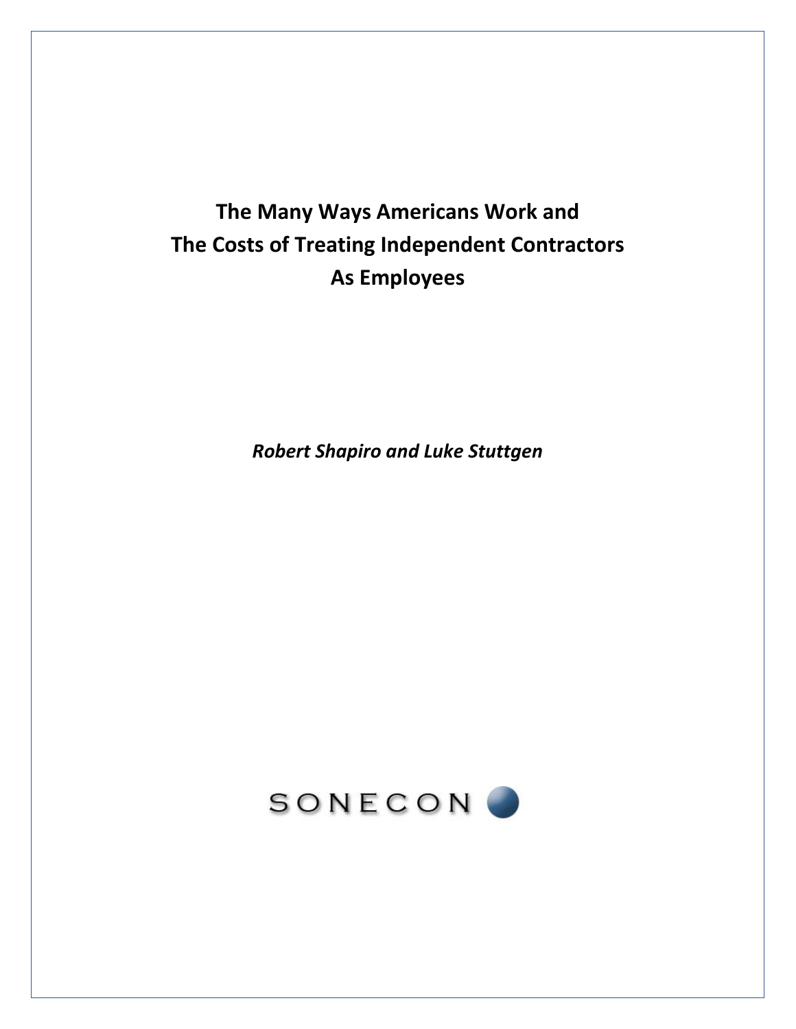# The Many Ways Americans Work and The Costs of Treating Independent Contractors As Employees

*Robert Shapiro and Luke Stuttgen*

SONECON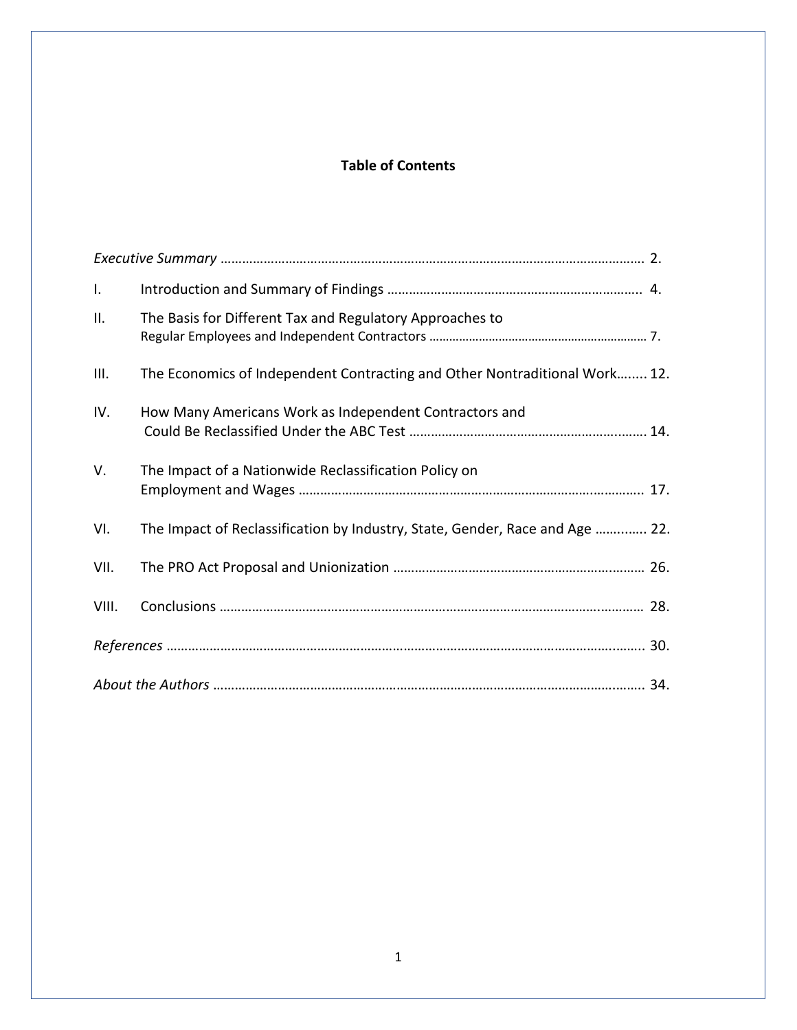## Table of Contents

| | | |
|---|---|---|
| *Executive Summary* | | 2. |
| I. | Introduction and Summary of Findings | 4. |
| II. | The Basis for Different Tax and Regulatory Approaches to Regular Employees and Independent Contractors | 7. |
| III. | The Economics of Independent Contracting and Other Nontraditional Work | 12. |
| IV. | How Many Americans Work as Independent Contractors and Could Be Reclassified Under the ABC Test | 14. |
| V. | The Impact of a Nationwide Reclassification Policy on Employment and Wages | 17. |
| VI. | The Impact of Reclassification by Industry, State, Gender, Race and Age | 22. |
| VII. | The PRO Act Proposal and Unionization | 26. |
| VIII. | Conclusions | 28. |
| *References* | | 30. |
| *About the Authors* | | 34. |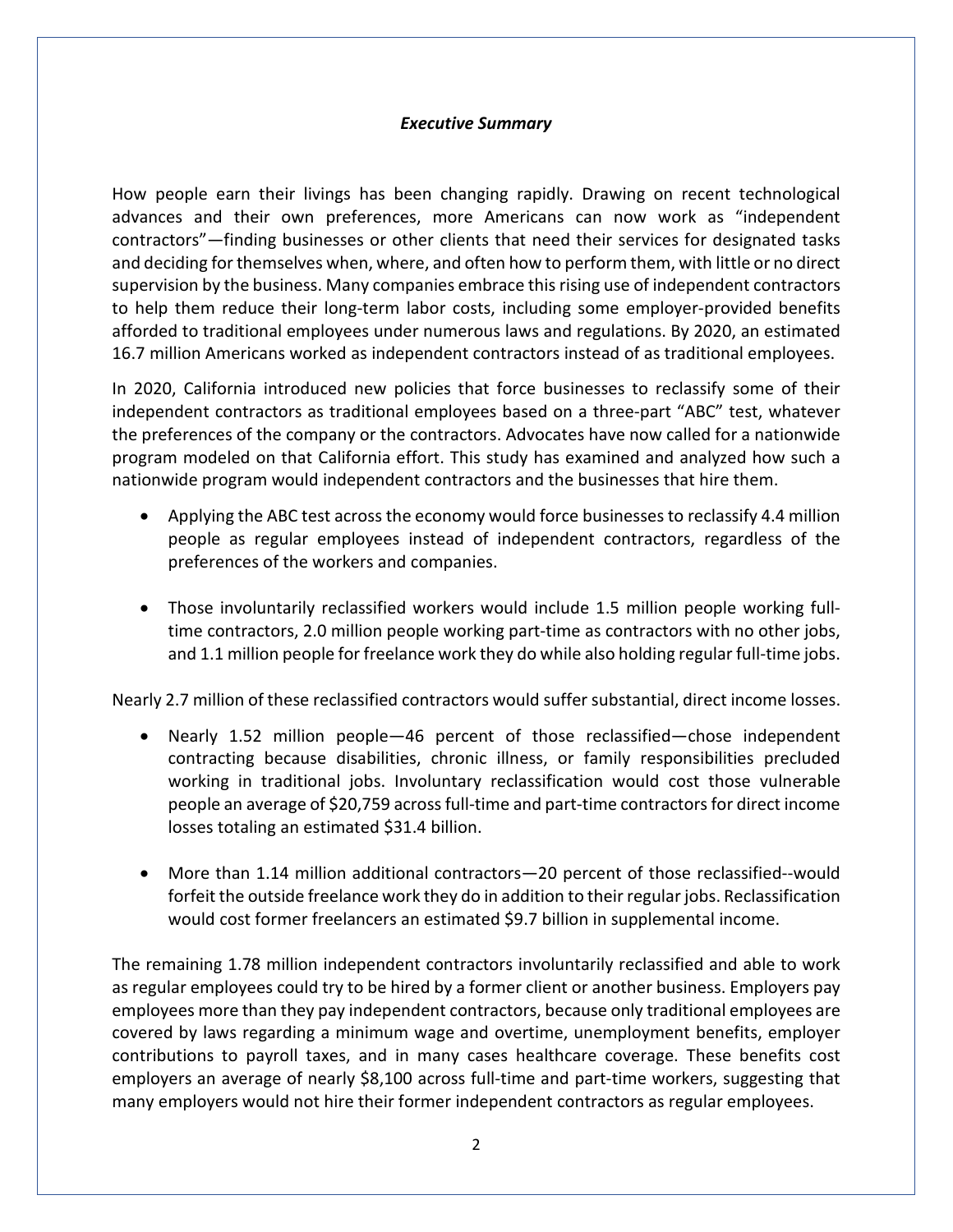### *Executive Summary*

How people earn their livings has been changing rapidly. Drawing on recent technological advances and their own preferences, more Americans can now work as "independent contractors"—finding businesses or other clients that need their services for designated tasks and deciding for themselves when, where, and often how to perform them, with little or no direct supervision by the business. Many companies embrace this rising use of independent contractors to help them reduce their long-term labor costs, including some employer-provided benefits afforded to traditional employees under numerous laws and regulations. By 2020, an estimated 16.7 million Americans worked as independent contractors instead of as traditional employees.

In 2020, California introduced new policies that force businesses to reclassify some of their independent contractors as traditional employees based on a three-part "ABC" test, whatever the preferences of the company or the contractors. Advocates have now called for a nationwide program modeled on that California effort. This study has examined and analyzed how such a nationwide program would independent contractors and the businesses that hire them.

- Applying the ABC test across the economy would force businesses to reclassify 4.4 million people as regular employees instead of independent contractors, regardless of the preferences of the workers and companies.

- Those involuntarily reclassified workers would include 1.5 million people working full-time contractors, 2.0 million people working part-time as contractors with no other jobs, and 1.1 million people for freelance work they do while also holding regular full-time jobs.

Nearly 2.7 million of these reclassified contractors would suffer substantial, direct income losses.

- Nearly 1.52 million people—46 percent of those reclassified—chose independent contracting because disabilities, chronic illness, or family responsibilities precluded working in traditional jobs. Involuntary reclassification would cost those vulnerable people an average of $20,759 across full-time and part-time contractors for direct income losses totaling an estimated $31.4 billion.

- More than 1.14 million additional contractors—20 percent of those reclassified--would forfeit the outside freelance work they do in addition to their regular jobs. Reclassification would cost former freelancers an estimated $9.7 billion in supplemental income.

The remaining 1.78 million independent contractors involuntarily reclassified and able to work as regular employees could try to be hired by a former client or another business. Employers pay employees more than they pay independent contractors, because only traditional employees are covered by laws regarding a minimum wage and overtime, unemployment benefits, employer contributions to payroll taxes, and in many cases healthcare coverage. These benefits cost employers an average of nearly $8,100 across full-time and part-time workers, suggesting that many employers would not hire their former independent contractors as regular employees.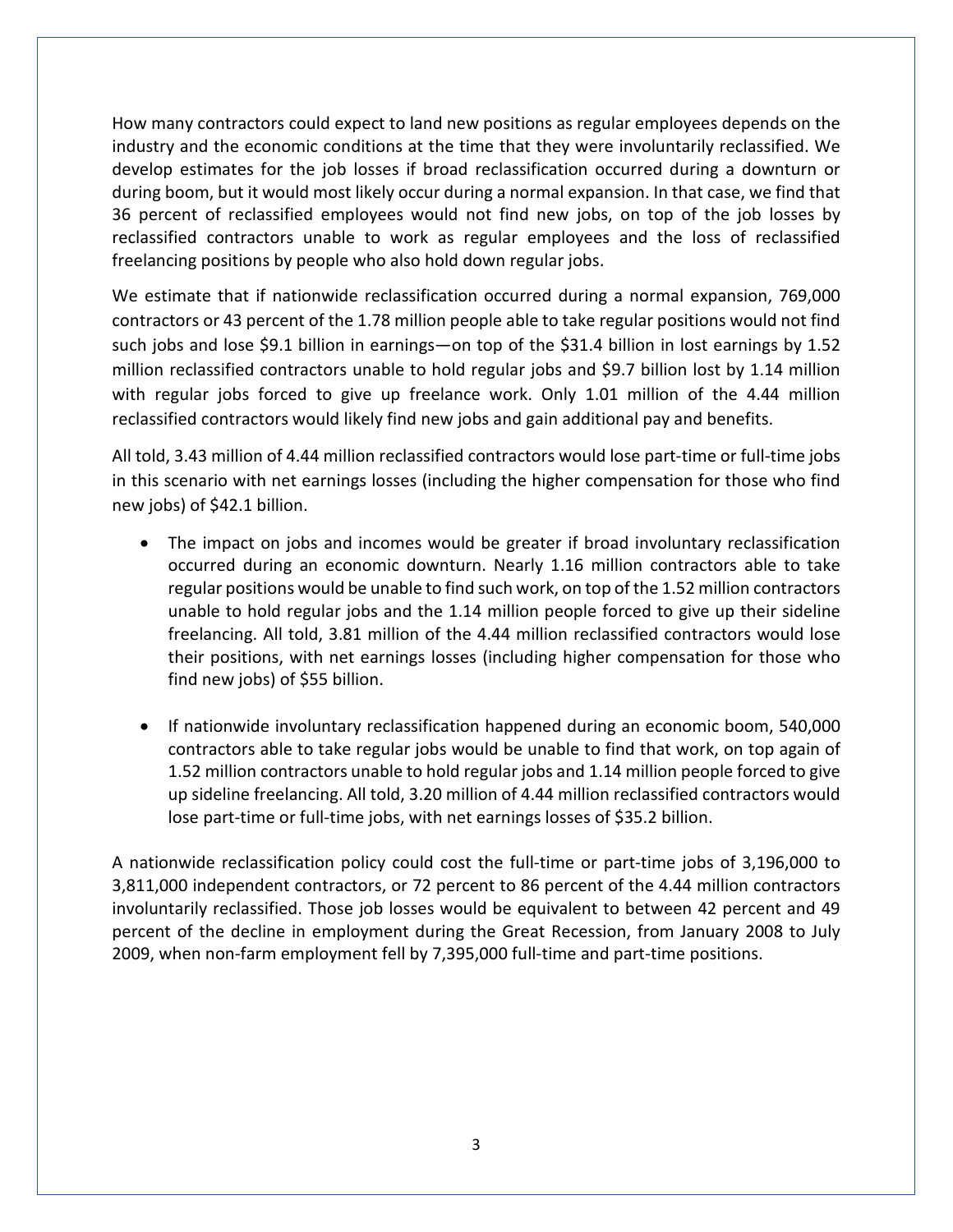How many contractors could expect to land new positions as regular employees depends on the industry and the economic conditions at the time that they were involuntarily reclassified. We develop estimates for the job losses if broad reclassification occurred during a downturn or during boom, but it would most likely occur during a normal expansion. In that case, we find that 36 percent of reclassified employees would not find new jobs, on top of the job losses by reclassified contractors unable to work as regular employees and the loss of reclassified freelancing positions by people who also hold down regular jobs.

We estimate that if nationwide reclassification occurred during a normal expansion, 769,000 contractors or 43 percent of the 1.78 million people able to take regular positions would not find such jobs and lose $9.1 billion in earnings—on top of the $31.4 billion in lost earnings by 1.52 million reclassified contractors unable to hold regular jobs and $9.7 billion lost by 1.14 million with regular jobs forced to give up freelance work. Only 1.01 million of the 4.44 million reclassified contractors would likely find new jobs and gain additional pay and benefits.

All told, 3.43 million of 4.44 million reclassified contractors would lose part-time or full-time jobs in this scenario with net earnings losses (including the higher compensation for those who find new jobs) of $42.1 billion.

- The impact on jobs and incomes would be greater if broad involuntary reclassification occurred during an economic downturn. Nearly 1.16 million contractors able to take regular positions would be unable to find such work, on top of the 1.52 million contractors unable to hold regular jobs and the 1.14 million people forced to give up their sideline freelancing. All told, 3.81 million of the 4.44 million reclassified contractors would lose their positions, with net earnings losses (including higher compensation for those who find new jobs) of $55 billion.

- If nationwide involuntary reclassification happened during an economic boom, 540,000 contractors able to take regular jobs would be unable to find that work, on top again of 1.52 million contractors unable to hold regular jobs and 1.14 million people forced to give up sideline freelancing. All told, 3.20 million of 4.44 million reclassified contractors would lose part-time or full-time jobs, with net earnings losses of $35.2 billion.

A nationwide reclassification policy could cost the full-time or part-time jobs of 3,196,000 to 3,811,000 independent contractors, or 72 percent to 86 percent of the 4.44 million contractors involuntarily reclassified. Those job losses would be equivalent to between 42 percent and 49 percent of the decline in employment during the Great Recession, from January 2008 to July 2009, when non-farm employment fell by 7,395,000 full-time and part-time positions.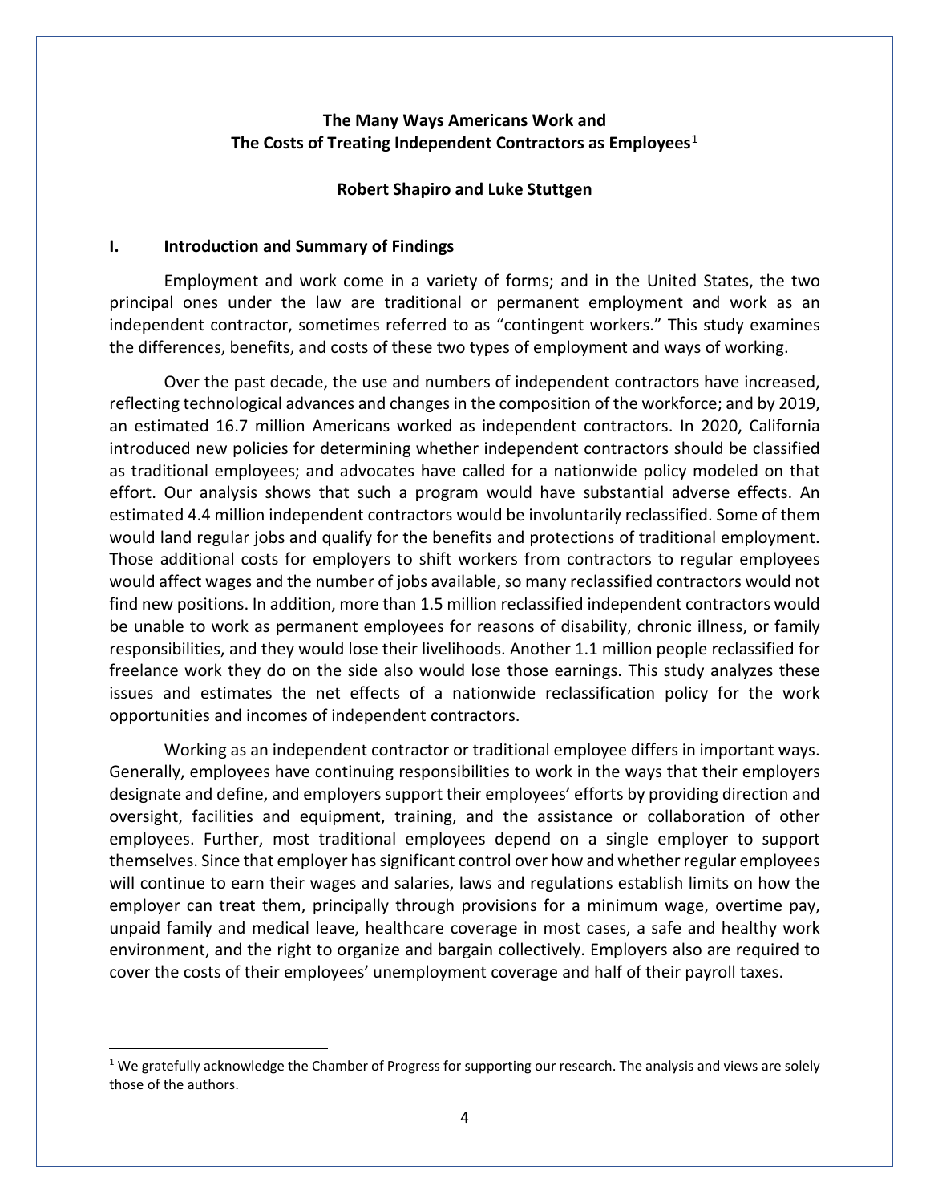# The Many Ways Americans Work and The Costs of Treating Independent Contractors as Employees[1]

**Robert Shapiro and Luke Stuttgen**

## I. Introduction and Summary of Findings

Employment and work come in a variety of forms; and in the United States, the two principal ones under the law are traditional or permanent employment and work as an independent contractor, sometimes referred to as "contingent workers." This study examines the differences, benefits, and costs of these two types of employment and ways of working.

Over the past decade, the use and numbers of independent contractors have increased, reflecting technological advances and changes in the composition of the workforce; and by 2019, an estimated 16.7 million Americans worked as independent contractors. In 2020, California introduced new policies for determining whether independent contractors should be classified as traditional employees; and advocates have called for a nationwide policy modeled on that effort. Our analysis shows that such a program would have substantial adverse effects. An estimated 4.4 million independent contractors would be involuntarily reclassified. Some of them would land regular jobs and qualify for the benefits and protections of traditional employment. Those additional costs for employers to shift workers from contractors to regular employees would affect wages and the number of jobs available, so many reclassified contractors would not find new positions. In addition, more than 1.5 million reclassified independent contractors would be unable to work as permanent employees for reasons of disability, chronic illness, or family responsibilities, and they would lose their livelihoods. Another 1.1 million people reclassified for freelance work they do on the side also would lose those earnings. This study analyzes these issues and estimates the net effects of a nationwide reclassification policy for the work opportunities and incomes of independent contractors.

Working as an independent contractor or traditional employee differs in important ways. Generally, employees have continuing responsibilities to work in the ways that their employers designate and define, and employers support their employees' efforts by providing direction and oversight, facilities and equipment, training, and the assistance or collaboration of other employees. Further, most traditional employees depend on a single employer to support themselves. Since that employer has significant control over how and whether regular employees will continue to earn their wages and salaries, laws and regulations establish limits on how the employer can treat them, principally through provisions for a minimum wage, overtime pay, unpaid family and medical leave, healthcare coverage in most cases, a safe and healthy work environment, and the right to organize and bargain collectively. Employers also are required to cover the costs of their employees' unemployment coverage and half of their payroll taxes.

---

[1] We gratefully acknowledge the Chamber of Progress for supporting our research. The analysis and views are solely those of the authors.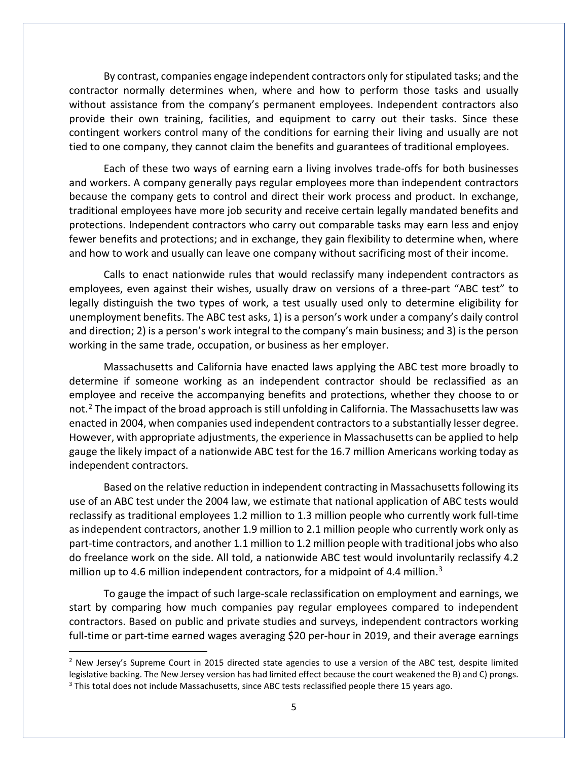By contrast, companies engage independent contractors only for stipulated tasks; and the contractor normally determines when, where and how to perform those tasks and usually without assistance from the company's permanent employees. Independent contractors also provide their own training, facilities, and equipment to carry out their tasks. Since these contingent workers control many of the conditions for earning their living and usually are not tied to one company, they cannot claim the benefits and guarantees of traditional employees.

Each of these two ways of earning earn a living involves trade-offs for both businesses and workers. A company generally pays regular employees more than independent contractors because the company gets to control and direct their work process and product. In exchange, traditional employees have more job security and receive certain legally mandated benefits and protections. Independent contractors who carry out comparable tasks may earn less and enjoy fewer benefits and protections; and in exchange, they gain flexibility to determine when, where and how to work and usually can leave one company without sacrificing most of their income.

Calls to enact nationwide rules that would reclassify many independent contractors as employees, even against their wishes, usually draw on versions of a three-part "ABC test" to legally distinguish the two types of work, a test usually used only to determine eligibility for unemployment benefits. The ABC test asks, 1) is a person's work under a company's daily control and direction; 2) is a person's work integral to the company's main business; and 3) is the person working in the same trade, occupation, or business as her employer.

Massachusetts and California have enacted laws applying the ABC test more broadly to determine if someone working as an independent contractor should be reclassified as an employee and receive the accompanying benefits and protections, whether they choose to or not.[2] The impact of the broad approach is still unfolding in California. The Massachusetts law was enacted in 2004, when companies used independent contractors to a substantially lesser degree. However, with appropriate adjustments, the experience in Massachusetts can be applied to help gauge the likely impact of a nationwide ABC test for the 16.7 million Americans working today as independent contractors.

Based on the relative reduction in independent contracting in Massachusetts following its use of an ABC test under the 2004 law, we estimate that national application of ABC tests would reclassify as traditional employees 1.2 million to 1.3 million people who currently work full-time as independent contractors, another 1.9 million to 2.1 million people who currently work only as part-time contractors, and another 1.1 million to 1.2 million people with traditional jobs who also do freelance work on the side. All told, a nationwide ABC test would involuntarily reclassify 4.2 million up to 4.6 million independent contractors, for a midpoint of 4.4 million.[3]

To gauge the impact of such large-scale reclassification on employment and earnings, we start by comparing how much companies pay regular employees compared to independent contractors. Based on public and private studies and surveys, independent contractors working full-time or part-time earned wages averaging $20 per-hour in 2019, and their average earnings

---

[2] New Jersey's Supreme Court in 2015 directed state agencies to use a version of the ABC test, despite limited legislative backing. The New Jersey version has had limited effect because the court weakened the B) and C) prongs.

[3] This total does not include Massachusetts, since ABC tests reclassified people there 15 years ago.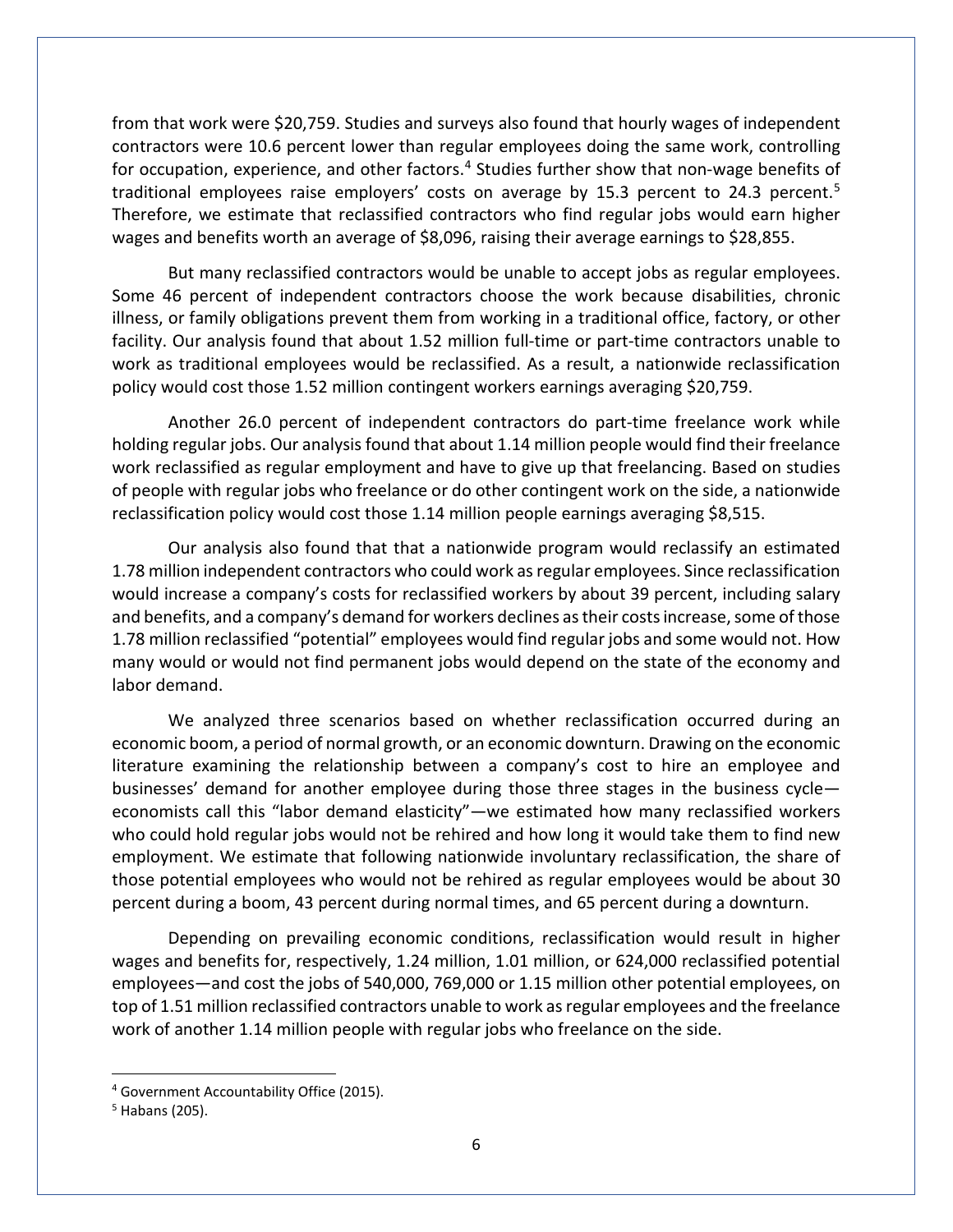from that work were $20,759. Studies and surveys also found that hourly wages of independent contractors were 10.6 percent lower than regular employees doing the same work, controlling for occupation, experience, and other factors.[4] Studies further show that non-wage benefits of traditional employees raise employers' costs on average by 15.3 percent to 24.3 percent.[5] Therefore, we estimate that reclassified contractors who find regular jobs would earn higher wages and benefits worth an average of $8,096, raising their average earnings to $28,855.

But many reclassified contractors would be unable to accept jobs as regular employees. Some 46 percent of independent contractors choose the work because disabilities, chronic illness, or family obligations prevent them from working in a traditional office, factory, or other facility. Our analysis found that about 1.52 million full-time or part-time contractors unable to work as traditional employees would be reclassified. As a result, a nationwide reclassification policy would cost those 1.52 million contingent workers earnings averaging $20,759.

Another 26.0 percent of independent contractors do part-time freelance work while holding regular jobs. Our analysis found that about 1.14 million people would find their freelance work reclassified as regular employment and have to give up that freelancing. Based on studies of people with regular jobs who freelance or do other contingent work on the side, a nationwide reclassification policy would cost those 1.14 million people earnings averaging $8,515.

Our analysis also found that that a nationwide program would reclassify an estimated 1.78 million independent contractors who could work as regular employees. Since reclassification would increase a company's costs for reclassified workers by about 39 percent, including salary and benefits, and a company's demand for workers declines as their costs increase, some of those 1.78 million reclassified "potential" employees would find regular jobs and some would not. How many would or would not find permanent jobs would depend on the state of the economy and labor demand.

We analyzed three scenarios based on whether reclassification occurred during an economic boom, a period of normal growth, or an economic downturn. Drawing on the economic literature examining the relationship between a company's cost to hire an employee and businesses' demand for another employee during those three stages in the business cycle—economists call this "labor demand elasticity"—we estimated how many reclassified workers who could hold regular jobs would not be rehired and how long it would take them to find new employment. We estimate that following nationwide involuntary reclassification, the share of those potential employees who would not be rehired as regular employees would be about 30 percent during a boom, 43 percent during normal times, and 65 percent during a downturn.

Depending on prevailing economic conditions, reclassification would result in higher wages and benefits for, respectively, 1.24 million, 1.01 million, or 624,000 reclassified potential employees—and cost the jobs of 540,000, 769,000 or 1.15 million other potential employees, on top of 1.51 million reclassified contractors unable to work as regular employees and the freelance work of another 1.14 million people with regular jobs who freelance on the side.

---

[4] Government Accountability Office (2015).

[5] Habans (205).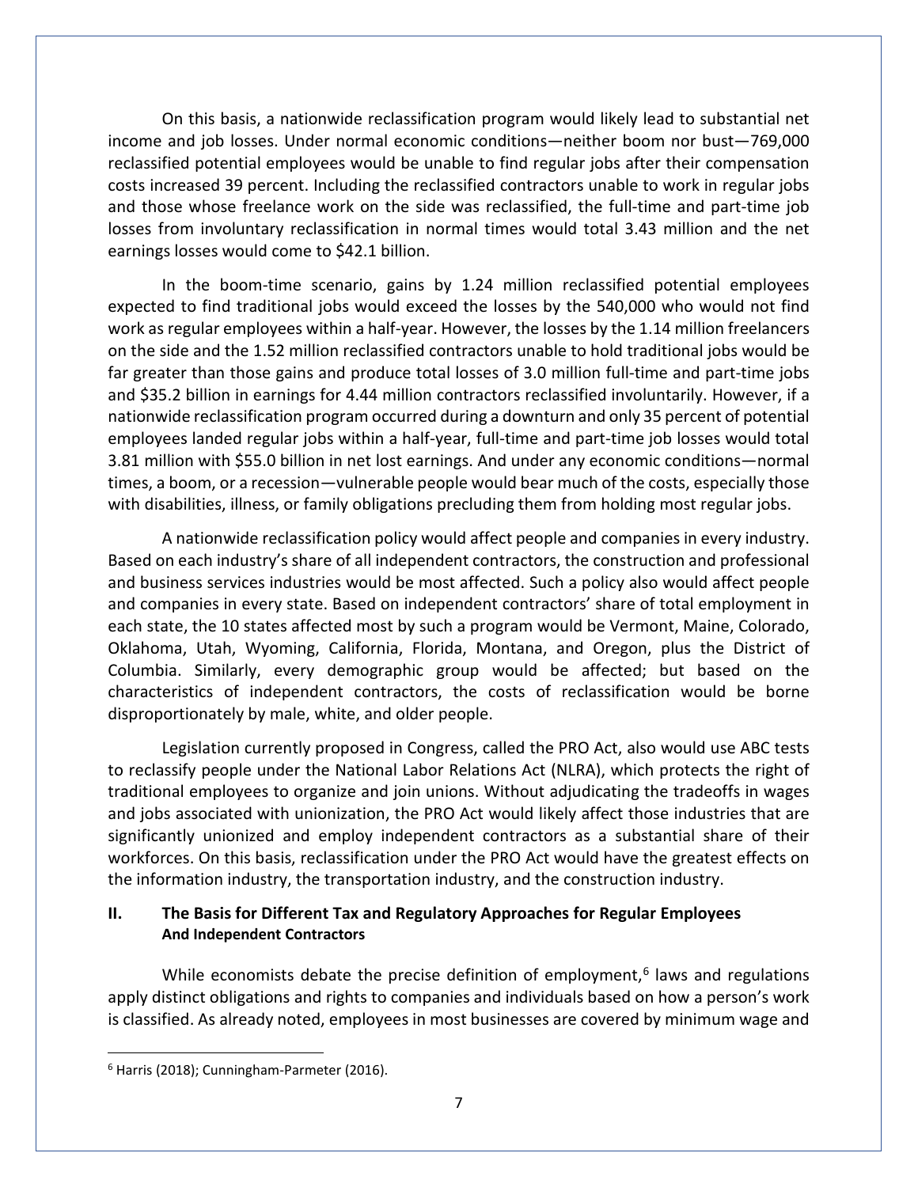On this basis, a nationwide reclassification program would likely lead to substantial net income and job losses. Under normal economic conditions—neither boom nor bust—769,000 reclassified potential employees would be unable to find regular jobs after their compensation costs increased 39 percent. Including the reclassified contractors unable to work in regular jobs and those whose freelance work on the side was reclassified, the full-time and part-time job losses from involuntary reclassification in normal times would total 3.43 million and the net earnings losses would come to $42.1 billion.

In the boom-time scenario, gains by 1.24 million reclassified potential employees expected to find traditional jobs would exceed the losses by the 540,000 who would not find work as regular employees within a half-year. However, the losses by the 1.14 million freelancers on the side and the 1.52 million reclassified contractors unable to hold traditional jobs would be far greater than those gains and produce total losses of 3.0 million full-time and part-time jobs and $35.2 billion in earnings for 4.44 million contractors reclassified involuntarily. However, if a nationwide reclassification program occurred during a downturn and only 35 percent of potential employees landed regular jobs within a half-year, full-time and part-time job losses would total 3.81 million with $55.0 billion in net lost earnings. And under any economic conditions—normal times, a boom, or a recession—vulnerable people would bear much of the costs, especially those with disabilities, illness, or family obligations precluding them from holding most regular jobs.

A nationwide reclassification policy would affect people and companies in every industry. Based on each industry's share of all independent contractors, the construction and professional and business services industries would be most affected. Such a policy also would affect people and companies in every state. Based on independent contractors' share of total employment in each state, the 10 states affected most by such a program would be Vermont, Maine, Colorado, Oklahoma, Utah, Wyoming, California, Florida, Montana, and Oregon, plus the District of Columbia. Similarly, every demographic group would be affected; but based on the characteristics of independent contractors, the costs of reclassification would be borne disproportionately by male, white, and older people.

Legislation currently proposed in Congress, called the PRO Act, also would use ABC tests to reclassify people under the National Labor Relations Act (NLRA), which protects the right of traditional employees to organize and join unions. Without adjudicating the tradeoffs in wages and jobs associated with unionization, the PRO Act would likely affect those industries that are significantly unionized and employ independent contractors as a substantial share of their workforces. On this basis, reclassification under the PRO Act would have the greatest effects on the information industry, the transportation industry, and the construction industry.

## II. The Basis for Different Tax and Regulatory Approaches for Regular Employees And Independent Contractors

While economists debate the precise definition of employment,[6] laws and regulations apply distinct obligations and rights to companies and individuals based on how a person's work is classified. As already noted, employees in most businesses are covered by minimum wage and

[6] Harris (2018); Cunningham-Parmeter (2016).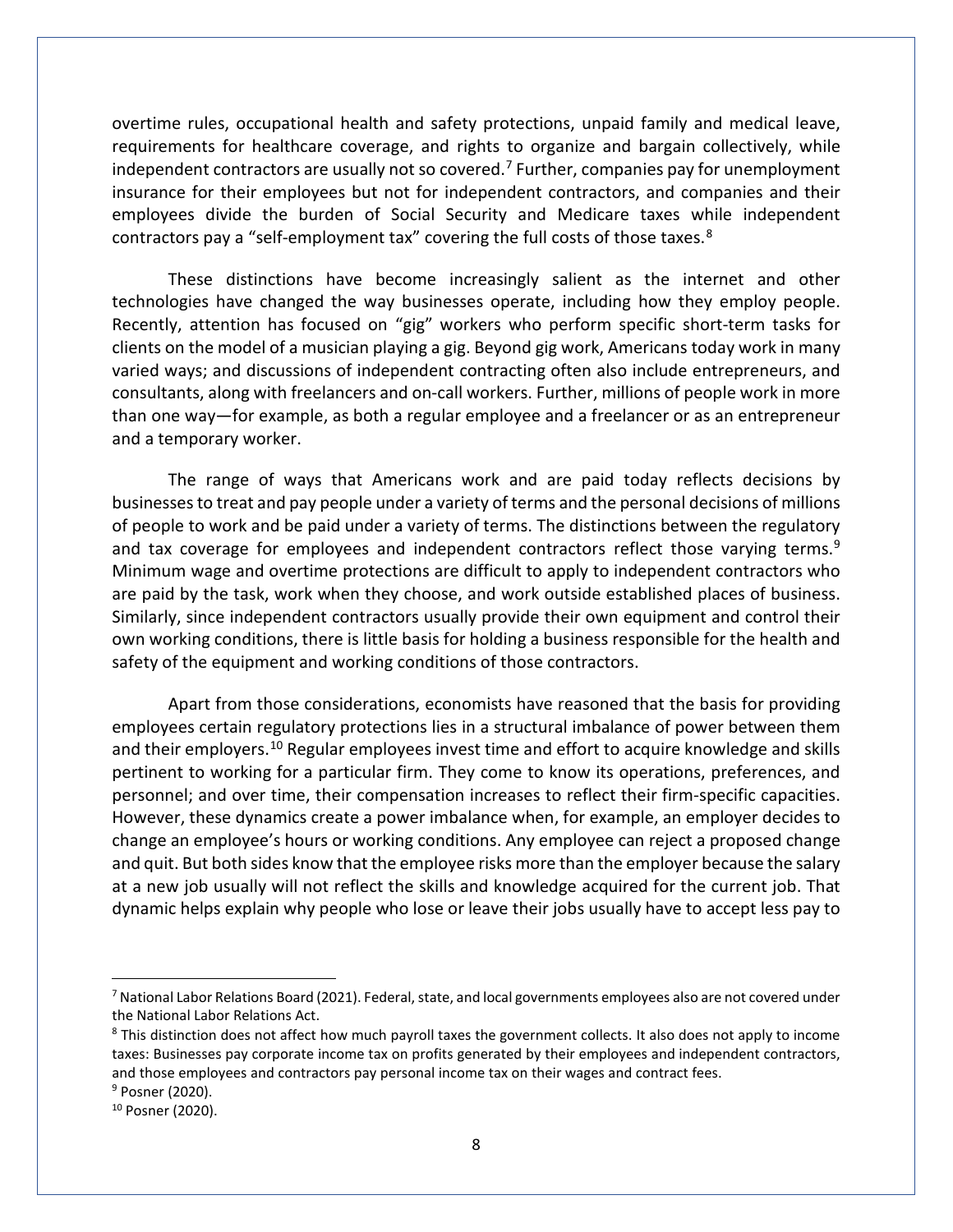overtime rules, occupational health and safety protections, unpaid family and medical leave, requirements for healthcare coverage, and rights to organize and bargain collectively, while independent contractors are usually not so covered.[7] Further, companies pay for unemployment insurance for their employees but not for independent contractors, and companies and their employees divide the burden of Social Security and Medicare taxes while independent contractors pay a "self-employment tax" covering the full costs of those taxes.[8]

These distinctions have become increasingly salient as the internet and other technologies have changed the way businesses operate, including how they employ people. Recently, attention has focused on "gig" workers who perform specific short-term tasks for clients on the model of a musician playing a gig. Beyond gig work, Americans today work in many varied ways; and discussions of independent contracting often also include entrepreneurs, and consultants, along with freelancers and on-call workers. Further, millions of people work in more than one way—for example, as both a regular employee and a freelancer or as an entrepreneur and a temporary worker.

The range of ways that Americans work and are paid today reflects decisions by businesses to treat and pay people under a variety of terms and the personal decisions of millions of people to work and be paid under a variety of terms. The distinctions between the regulatory and tax coverage for employees and independent contractors reflect those varying terms.[9] Minimum wage and overtime protections are difficult to apply to independent contractors who are paid by the task, work when they choose, and work outside established places of business. Similarly, since independent contractors usually provide their own equipment and control their own working conditions, there is little basis for holding a business responsible for the health and safety of the equipment and working conditions of those contractors.

Apart from those considerations, economists have reasoned that the basis for providing employees certain regulatory protections lies in a structural imbalance of power between them and their employers.[10] Regular employees invest time and effort to acquire knowledge and skills pertinent to working for a particular firm. They come to know its operations, preferences, and personnel; and over time, their compensation increases to reflect their firm-specific capacities. However, these dynamics create a power imbalance when, for example, an employer decides to change an employee's hours or working conditions. Any employee can reject a proposed change and quit. But both sides know that the employee risks more than the employer because the salary at a new job usually will not reflect the skills and knowledge acquired for the current job. That dynamic helps explain why people who lose or leave their jobs usually have to accept less pay to

---

[7] National Labor Relations Board (2021). Federal, state, and local governments employees also are not covered under the National Labor Relations Act.

[8] This distinction does not affect how much payroll taxes the government collects. It also does not apply to income taxes: Businesses pay corporate income tax on profits generated by their employees and independent contractors, and those employees and contractors pay personal income tax on their wages and contract fees.

[9] Posner (2020).

[10] Posner (2020).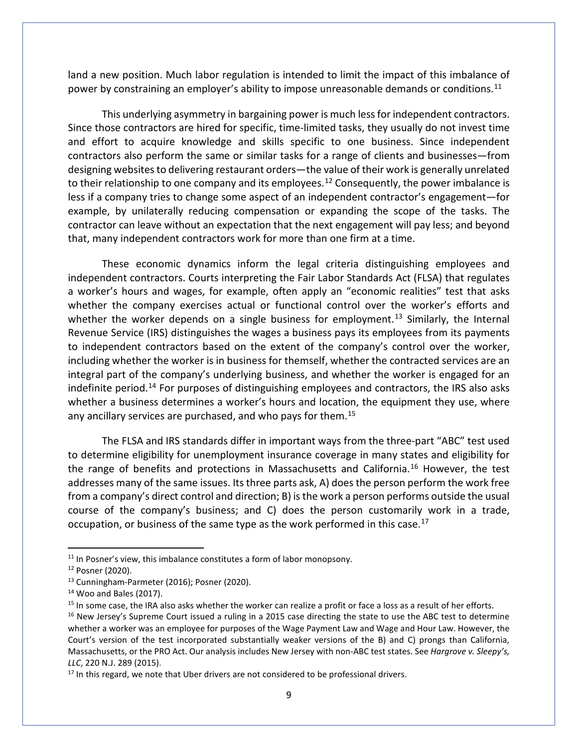land a new position. Much labor regulation is intended to limit the impact of this imbalance of power by constraining an employer's ability to impose unreasonable demands or conditions.[11]

This underlying asymmetry in bargaining power is much less for independent contractors. Since those contractors are hired for specific, time-limited tasks, they usually do not invest time and effort to acquire knowledge and skills specific to one business. Since independent contractors also perform the same or similar tasks for a range of clients and businesses—from designing websites to delivering restaurant orders—the value of their work is generally unrelated to their relationship to one company and its employees.[12] Consequently, the power imbalance is less if a company tries to change some aspect of an independent contractor's engagement—for example, by unilaterally reducing compensation or expanding the scope of the tasks. The contractor can leave without an expectation that the next engagement will pay less; and beyond that, many independent contractors work for more than one firm at a time.

These economic dynamics inform the legal criteria distinguishing employees and independent contractors. Courts interpreting the Fair Labor Standards Act (FLSA) that regulates a worker's hours and wages, for example, often apply an "economic realities" test that asks whether the company exercises actual or functional control over the worker's efforts and whether the worker depends on a single business for employment.[13] Similarly, the Internal Revenue Service (IRS) distinguishes the wages a business pays its employees from its payments to independent contractors based on the extent of the company's control over the worker, including whether the worker is in business for themself, whether the contracted services are an integral part of the company's underlying business, and whether the worker is engaged for an indefinite period.[14] For purposes of distinguishing employees and contractors, the IRS also asks whether a business determines a worker's hours and location, the equipment they use, where any ancillary services are purchased, and who pays for them.[15]

The FLSA and IRS standards differ in important ways from the three-part "ABC" test used to determine eligibility for unemployment insurance coverage in many states and eligibility for the range of benefits and protections in Massachusetts and California.[16] However, the test addresses many of the same issues. Its three parts ask, A) does the person perform the work free from a company's direct control and direction; B) is the work a person performs outside the usual course of the company's business; and C) does the person customarily work in a trade, occupation, or business of the same type as the work performed in this case.[17]

---

[11] In Posner's view, this imbalance constitutes a form of labor monopsony.

[12] Posner (2020).

[13] Cunningham-Parmeter (2016); Posner (2020).

[14] Woo and Bales (2017).

[15] In some case, the IRA also asks whether the worker can realize a profit or face a loss as a result of her efforts.

[16] New Jersey's Supreme Court issued a ruling in a 2015 case directing the state to use the ABC test to determine whether a worker was an employee for purposes of the Wage Payment Law and Wage and Hour Law. However, the Court's version of the test incorporated substantially weaker versions of the B) and C) prongs than California, Massachusetts, or the PRO Act. Our analysis includes New Jersey with non-ABC test states. See *Hargrove v. Sleepy's, LLC*, 220 N.J. 289 (2015).

[17] In this regard, we note that Uber drivers are not considered to be professional drivers.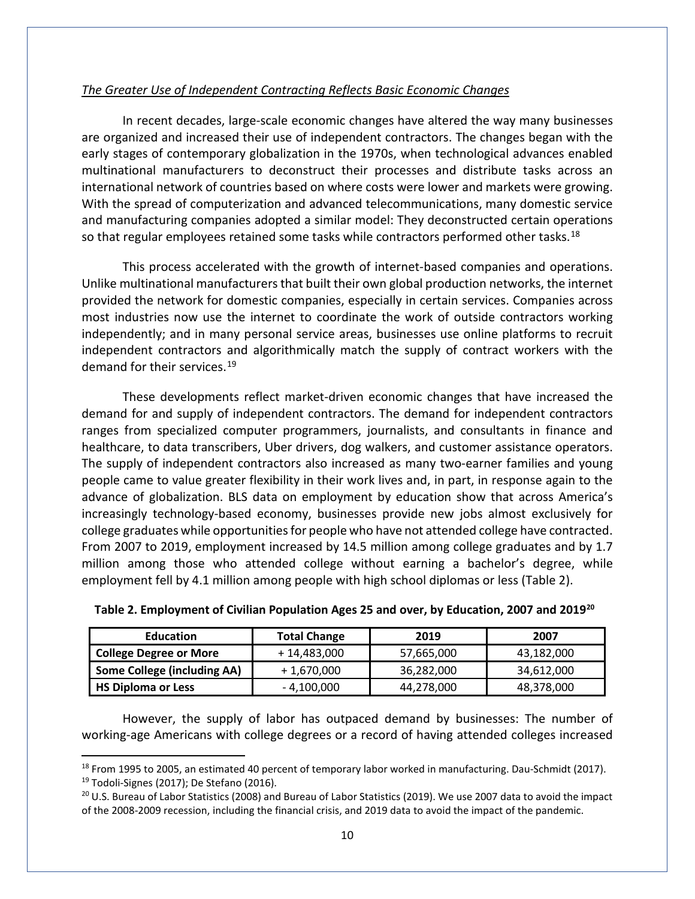*The Greater Use of Independent Contracting Reflects Basic Economic Changes*

In recent decades, large-scale economic changes have altered the way many businesses are organized and increased their use of independent contractors. The changes began with the early stages of contemporary globalization in the 1970s, when technological advances enabled multinational manufacturers to deconstruct their processes and distribute tasks across an international network of countries based on where costs were lower and markets were growing. With the spread of computerization and advanced telecommunications, many domestic service and manufacturing companies adopted a similar model: They deconstructed certain operations so that regular employees retained some tasks while contractors performed other tasks.[18]

This process accelerated with the growth of internet-based companies and operations. Unlike multinational manufacturers that built their own global production networks, the internet provided the network for domestic companies, especially in certain services. Companies across most industries now use the internet to coordinate the work of outside contractors working independently; and in many personal service areas, businesses use online platforms to recruit independent contractors and algorithmically match the supply of contract workers with the demand for their services.[19]

These developments reflect market-driven economic changes that have increased the demand for and supply of independent contractors. The demand for independent contractors ranges from specialized computer programmers, journalists, and consultants in finance and healthcare, to data transcribers, Uber drivers, dog walkers, and customer assistance operators. The supply of independent contractors also increased as many two-earner families and young people came to value greater flexibility in their work lives and, in part, in response again to the advance of globalization. BLS data on employment by education show that across America's increasingly technology-based economy, businesses provide new jobs almost exclusively for college graduates while opportunities for people who have not attended college have contracted. From 2007 to 2019, employment increased by 14.5 million among college graduates and by 1.7 million among those who attended college without earning a bachelor's degree, while employment fell by 4.1 million among people with high school diplomas or less (Table 2).

**Table 2. Employment of Civilian Population Ages 25 and over, by Education, 2007 and 2019[20]**

| Education | Total Change | 2019 | 2007 |
|---|---|---|---|
| **College Degree or More** | + 14,483,000 | 57,665,000 | 43,182,000 |
| **Some College (including AA)** | + 1,670,000 | 36,282,000 | 34,612,000 |
| **HS Diploma or Less** | - 4,100,000 | 44,278,000 | 48,378,000 |

However, the supply of labor has outpaced demand by businesses: The number of working-age Americans with college degrees or a record of having attended colleges increased

---

[18] From 1995 to 2005, an estimated 40 percent of temporary labor worked in manufacturing. Dau-Schmidt (2017).

[19] Todoli-Signes (2017); De Stefano (2016).

[20] U.S. Bureau of Labor Statistics (2008) and Bureau of Labor Statistics (2019). We use 2007 data to avoid the impact of the 2008-2009 recession, including the financial crisis, and 2019 data to avoid the impact of the pandemic.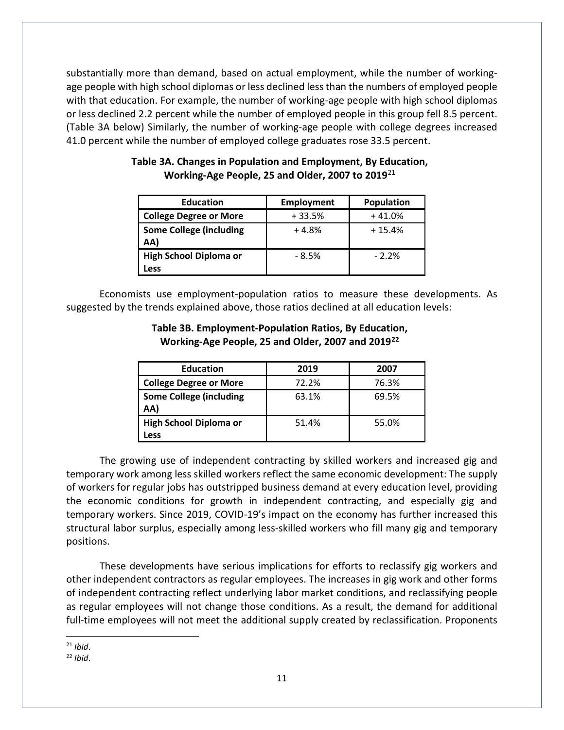substantially more than demand, based on actual employment, while the number of working-age people with high school diplomas or less declined less than the numbers of employed people with that education. For example, the number of working-age people with high school diplomas or less declined 2.2 percent while the number of employed people in this group fell 8.5 percent. (Table 3A below) Similarly, the number of working-age people with college degrees increased 41.0 percent while the number of employed college graduates rose 33.5 percent.

**Table 3A. Changes in Population and Employment, By Education, Working-Age People, 25 and Older, 2007 to 2019**[21]

| Education | Employment | Population |
|---|---|---|
| **College Degree or More** | + 33.5% | + 41.0% |
| **Some College (including AA)** | + 4.8% | + 15.4% |
| **High School Diploma or Less** | - 8.5% | - 2.2% |

Economists use employment-population ratios to measure these developments. As suggested by the trends explained above, those ratios declined at all education levels:

**Table 3B. Employment-Population Ratios, By Education, Working-Age People, 25 and Older, 2007 and 2019**[22]

| Education | 2019 | 2007 |
|---|---|---|
| **College Degree or More** | 72.2% | 76.3% |
| **Some College (including AA)** | 63.1% | 69.5% |
| **High School Diploma or Less** | 51.4% | 55.0% |

The growing use of independent contracting by skilled workers and increased gig and temporary work among less skilled workers reflect the same economic development: The supply of workers for regular jobs has outstripped business demand at every education level, providing the economic conditions for growth in independent contracting, and especially gig and temporary workers. Since 2019, COVID-19's impact on the economy has further increased this structural labor surplus, especially among less-skilled workers who fill many gig and temporary positions.

These developments have serious implications for efforts to reclassify gig workers and other independent contractors as regular employees. The increases in gig work and other forms of independent contracting reflect underlying labor market conditions, and reclassifying people as regular employees will not change those conditions. As a result, the demand for additional full-time employees will not meet the additional supply created by reclassification. Proponents

[21] *Ibid*.

[22] *Ibid*.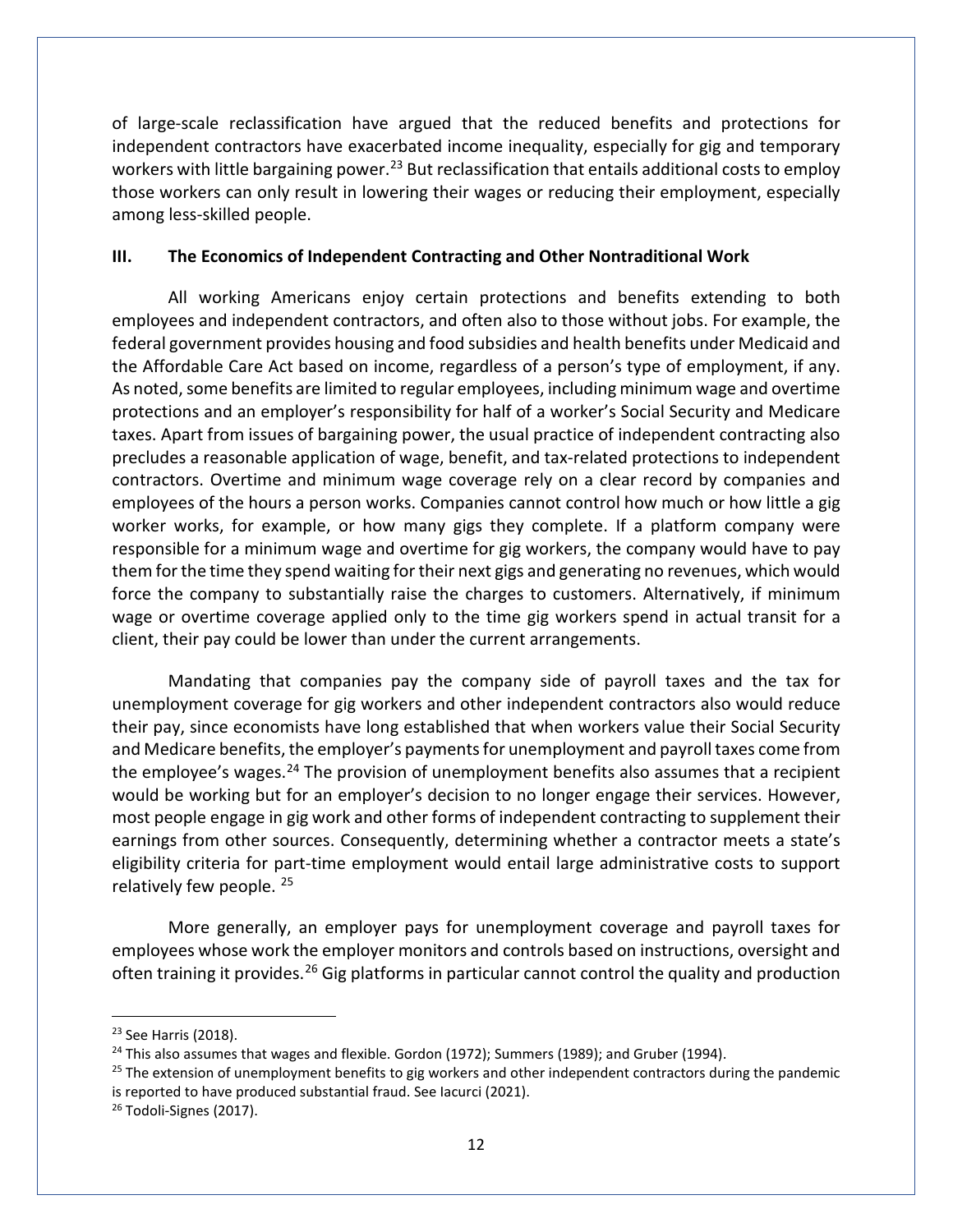of large-scale reclassification have argued that the reduced benefits and protections for independent contractors have exacerbated income inequality, especially for gig and temporary workers with little bargaining power.[23] But reclassification that entails additional costs to employ those workers can only result in lowering their wages or reducing their employment, especially among less-skilled people.

## III. The Economics of Independent Contracting and Other Nontraditional Work

All working Americans enjoy certain protections and benefits extending to both employees and independent contractors, and often also to those without jobs. For example, the federal government provides housing and food subsidies and health benefits under Medicaid and the Affordable Care Act based on income, regardless of a person's type of employment, if any. As noted, some benefits are limited to regular employees, including minimum wage and overtime protections and an employer's responsibility for half of a worker's Social Security and Medicare taxes. Apart from issues of bargaining power, the usual practice of independent contracting also precludes a reasonable application of wage, benefit, and tax-related protections to independent contractors. Overtime and minimum wage coverage rely on a clear record by companies and employees of the hours a person works. Companies cannot control how much or how little a gig worker works, for example, or how many gigs they complete. If a platform company were responsible for a minimum wage and overtime for gig workers, the company would have to pay them for the time they spend waiting for their next gigs and generating no revenues, which would force the company to substantially raise the charges to customers. Alternatively, if minimum wage or overtime coverage applied only to the time gig workers spend in actual transit for a client, their pay could be lower than under the current arrangements.

Mandating that companies pay the company side of payroll taxes and the tax for unemployment coverage for gig workers and other independent contractors also would reduce their pay, since economists have long established that when workers value their Social Security and Medicare benefits, the employer's payments for unemployment and payroll taxes come from the employee's wages.[24] The provision of unemployment benefits also assumes that a recipient would be working but for an employer's decision to no longer engage their services. However, most people engage in gig work and other forms of independent contracting to supplement their earnings from other sources. Consequently, determining whether a contractor meets a state's eligibility criteria for part-time employment would entail large administrative costs to support relatively few people.[25]

More generally, an employer pays for unemployment coverage and payroll taxes for employees whose work the employer monitors and controls based on instructions, oversight and often training it provides.[26] Gig platforms in particular cannot control the quality and production

---

[23] See Harris (2018).

[24] This also assumes that wages and flexible. Gordon (1972); Summers (1989); and Gruber (1994).

[25] The extension of unemployment benefits to gig workers and other independent contractors during the pandemic is reported to have produced substantial fraud. See Iacurci (2021).

[26] Todoli-Signes (2017).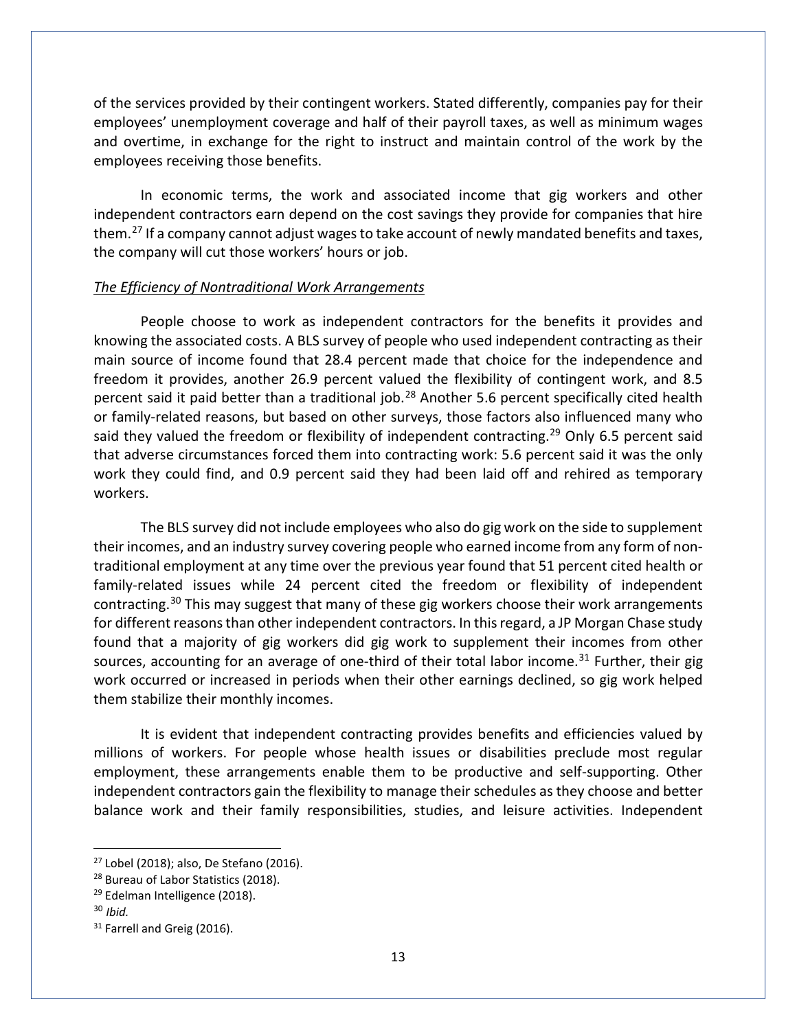of the services provided by their contingent workers. Stated differently, companies pay for their employees' unemployment coverage and half of their payroll taxes, as well as minimum wages and overtime, in exchange for the right to instruct and maintain control of the work by the employees receiving those benefits.

In economic terms, the work and associated income that gig workers and other independent contractors earn depend on the cost savings they provide for companies that hire them.[27] If a company cannot adjust wages to take account of newly mandated benefits and taxes, the company will cut those workers' hours or job.

*The Efficiency of Nontraditional Work Arrangements*

People choose to work as independent contractors for the benefits it provides and knowing the associated costs. A BLS survey of people who used independent contracting as their main source of income found that 28.4 percent made that choice for the independence and freedom it provides, another 26.9 percent valued the flexibility of contingent work, and 8.5 percent said it paid better than a traditional job.[28] Another 5.6 percent specifically cited health or family-related reasons, but based on other surveys, those factors also influenced many who said they valued the freedom or flexibility of independent contracting.[29] Only 6.5 percent said that adverse circumstances forced them into contracting work: 5.6 percent said it was the only work they could find, and 0.9 percent said they had been laid off and rehired as temporary workers.

The BLS survey did not include employees who also do gig work on the side to supplement their incomes, and an industry survey covering people who earned income from any form of non-traditional employment at any time over the previous year found that 51 percent cited health or family-related issues while 24 percent cited the freedom or flexibility of independent contracting.[30] This may suggest that many of these gig workers choose their work arrangements for different reasons than other independent contractors. In this regard, a JP Morgan Chase study found that a majority of gig workers did gig work to supplement their incomes from other sources, accounting for an average of one-third of their total labor income.[31] Further, their gig work occurred or increased in periods when their other earnings declined, so gig work helped them stabilize their monthly incomes.

It is evident that independent contracting provides benefits and efficiencies valued by millions of workers. For people whose health issues or disabilities preclude most regular employment, these arrangements enable them to be productive and self-supporting. Other independent contractors gain the flexibility to manage their schedules as they choose and better balance work and their family responsibilities, studies, and leisure activities. Independent

[27] Lobel (2018); also, De Stefano (2016).

[28] Bureau of Labor Statistics (2018).

[29] Edelman Intelligence (2018).

[30] *Ibid.*

[31] Farrell and Greig (2016).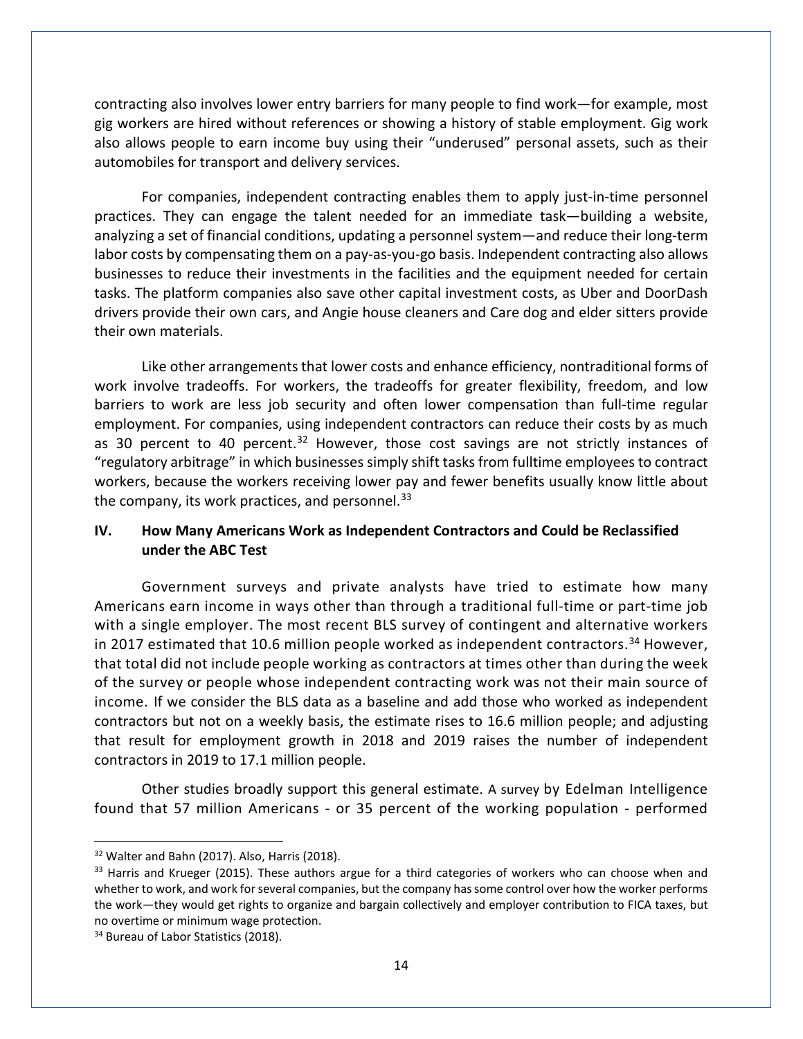contracting also involves lower entry barriers for many people to find work—for example, most gig workers are hired without references or showing a history of stable employment. Gig work also allows people to earn income buy using their "underused" personal assets, such as their automobiles for transport and delivery services.

For companies, independent contracting enables them to apply just-in-time personnel practices. They can engage the talent needed for an immediate task—building a website, analyzing a set of financial conditions, updating a personnel system—and reduce their long-term labor costs by compensating them on a pay-as-you-go basis. Independent contracting also allows businesses to reduce their investments in the facilities and the equipment needed for certain tasks. The platform companies also save other capital investment costs, as Uber and DoorDash drivers provide their own cars, and Angie house cleaners and Care dog and elder sitters provide their own materials.

Like other arrangements that lower costs and enhance efficiency, nontraditional forms of work involve tradeoffs. For workers, the tradeoffs for greater flexibility, freedom, and low barriers to work are less job security and often lower compensation than full-time regular employment. For companies, using independent contractors can reduce their costs by as much as 30 percent to 40 percent.[32] However, those cost savings are not strictly instances of "regulatory arbitrage" in which businesses simply shift tasks from fulltime employees to contract workers, because the workers receiving lower pay and fewer benefits usually know little about the company, its work practices, and personnel.[33]

## IV. How Many Americans Work as Independent Contractors and Could be Reclassified under the ABC Test

Government surveys and private analysts have tried to estimate how many Americans earn income in ways other than through a traditional full-time or part-time job with a single employer. The most recent BLS survey of contingent and alternative workers in 2017 estimated that 10.6 million people worked as independent contractors.[34] However, that total did not include people working as contractors at times other than during the week of the survey or people whose independent contracting work was not their main source of income. If we consider the BLS data as a baseline and add those who worked as independent contractors but not on a weekly basis, the estimate rises to 16.6 million people; and adjusting that result for employment growth in 2018 and 2019 raises the number of independent contractors in 2019 to 17.1 million people.

Other studies broadly support this general estimate. A survey by Edelman Intelligence found that 57 million Americans - or 35 percent of the working population - performed

---

[32] Walter and Bahn (2017). Also, Harris (2018).

[33] Harris and Krueger (2015). These authors argue for a third categories of workers who can choose when and whether to work, and work for several companies, but the company has some control over how the worker performs the work—they would get rights to organize and bargain collectively and employer contribution to FICA taxes, but no overtime or minimum wage protection.

[34] Bureau of Labor Statistics (2018).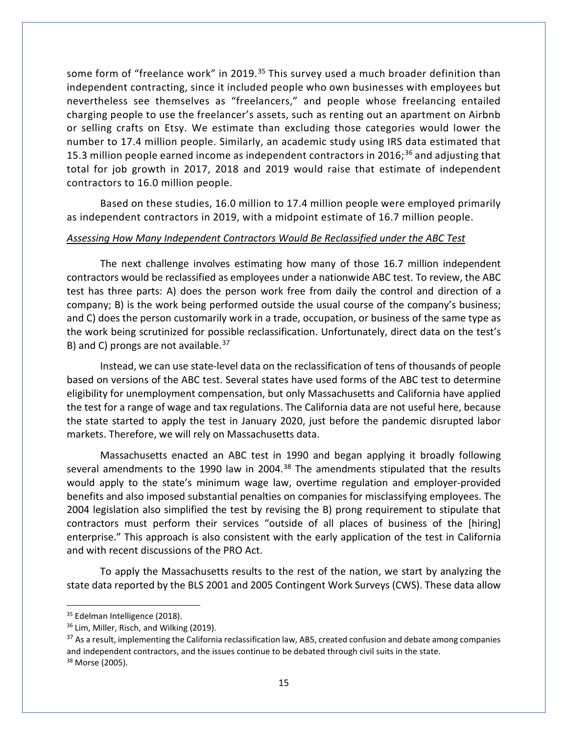some form of "freelance work" in 2019.[35] This survey used a much broader definition than independent contracting, since it included people who own businesses with employees but nevertheless see themselves as "freelancers," and people whose freelancing entailed charging people to use the freelancer's assets, such as renting out an apartment on Airbnb or selling crafts on Etsy. We estimate than excluding those categories would lower the number to 17.4 million people. Similarly, an academic study using IRS data estimated that 15.3 million people earned income as independent contractors in 2016;[36] and adjusting that total for job growth in 2017, 2018 and 2019 would raise that estimate of independent contractors to 16.0 million people.

Based on these studies, 16.0 million to 17.4 million people were employed primarily as independent contractors in 2019, with a midpoint estimate of 16.7 million people.

*Assessing How Many Independent Contractors Would Be Reclassified under the ABC Test*

The next challenge involves estimating how many of those 16.7 million independent contractors would be reclassified as employees under a nationwide ABC test. To review, the ABC test has three parts: A) does the person work free from daily the control and direction of a company; B) is the work being performed outside the usual course of the company's business; and C) does the person customarily work in a trade, occupation, or business of the same type as the work being scrutinized for possible reclassification. Unfortunately, direct data on the test's B) and C) prongs are not available.[37]

Instead, we can use state-level data on the reclassification of tens of thousands of people based on versions of the ABC test. Several states have used forms of the ABC test to determine eligibility for unemployment compensation, but only Massachusetts and California have applied the test for a range of wage and tax regulations. The California data are not useful here, because the state started to apply the test in January 2020, just before the pandemic disrupted labor markets. Therefore, we will rely on Massachusetts data.

Massachusetts enacted an ABC test in 1990 and began applying it broadly following several amendments to the 1990 law in 2004.[38] The amendments stipulated that the results would apply to the state's minimum wage law, overtime regulation and employer-provided benefits and also imposed substantial penalties on companies for misclassifying employees. The 2004 legislation also simplified the test by revising the B) prong requirement to stipulate that contractors must perform their services "outside of all places of business of the [hiring] enterprise." This approach is also consistent with the early application of the test in California and with recent discussions of the PRO Act.

To apply the Massachusetts results to the rest of the nation, we start by analyzing the state data reported by the BLS 2001 and 2005 Contingent Work Surveys (CWS). These data allow

---

[35] Edelman Intelligence (2018).

[36] Lim, Miller, Risch, and Wilking (2019).

[37] As a result, implementing the California reclassification law, AB5, created confusion and debate among companies and independent contractors, and the issues continue to be debated through civil suits in the state.

[38] Morse (2005).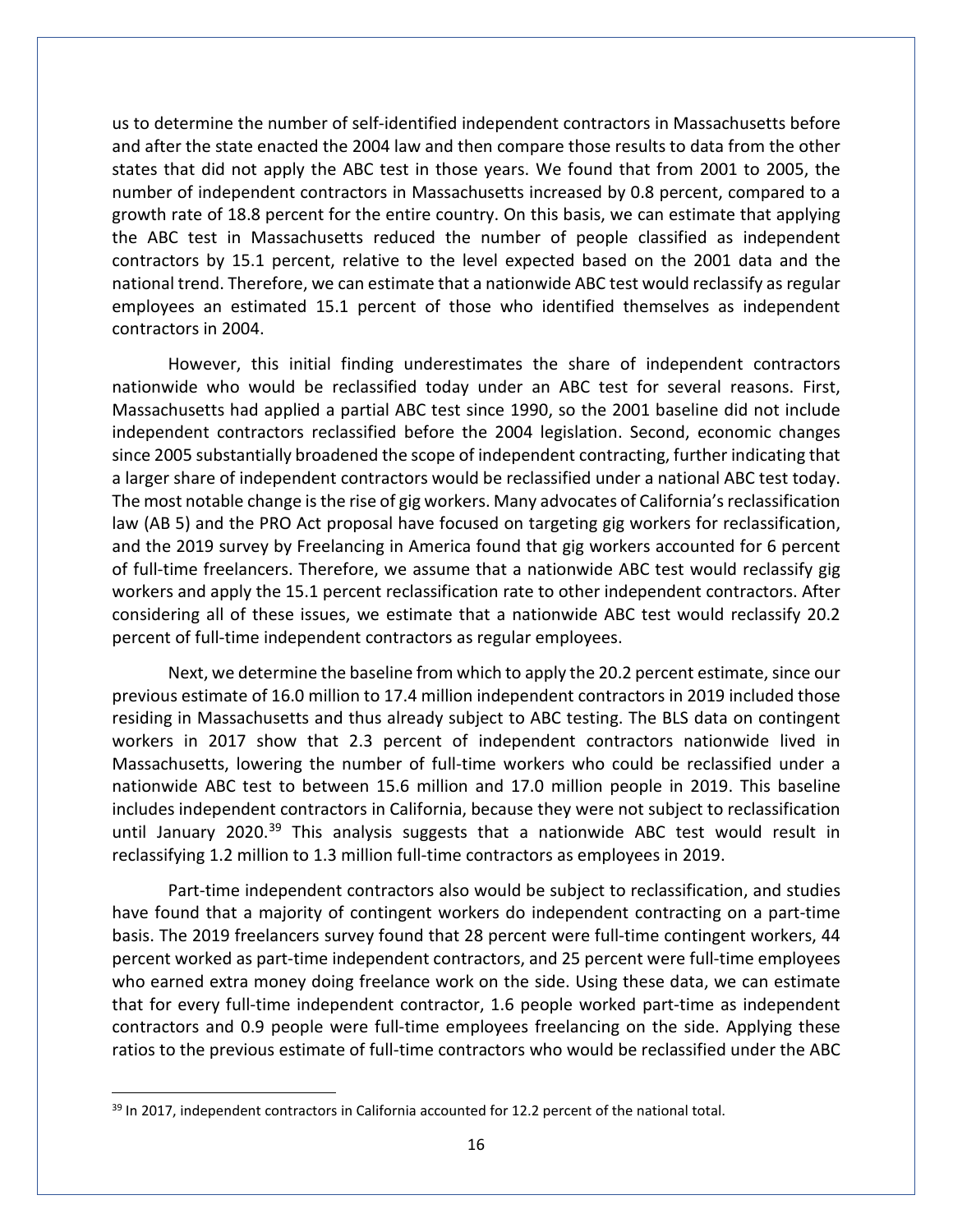us to determine the number of self-identified independent contractors in Massachusetts before and after the state enacted the 2004 law and then compare those results to data from the other states that did not apply the ABC test in those years. We found that from 2001 to 2005, the number of independent contractors in Massachusetts increased by 0.8 percent, compared to a growth rate of 18.8 percent for the entire country. On this basis, we can estimate that applying the ABC test in Massachusetts reduced the number of people classified as independent contractors by 15.1 percent, relative to the level expected based on the 2001 data and the national trend. Therefore, we can estimate that a nationwide ABC test would reclassify as regular employees an estimated 15.1 percent of those who identified themselves as independent contractors in 2004.

However, this initial finding underestimates the share of independent contractors nationwide who would be reclassified today under an ABC test for several reasons. First, Massachusetts had applied a partial ABC test since 1990, so the 2001 baseline did not include independent contractors reclassified before the 2004 legislation. Second, economic changes since 2005 substantially broadened the scope of independent contracting, further indicating that a larger share of independent contractors would be reclassified under a national ABC test today. The most notable change is the rise of gig workers. Many advocates of California's reclassification law (AB 5) and the PRO Act proposal have focused on targeting gig workers for reclassification, and the 2019 survey by Freelancing in America found that gig workers accounted for 6 percent of full-time freelancers. Therefore, we assume that a nationwide ABC test would reclassify gig workers and apply the 15.1 percent reclassification rate to other independent contractors. After considering all of these issues, we estimate that a nationwide ABC test would reclassify 20.2 percent of full-time independent contractors as regular employees.

Next, we determine the baseline from which to apply the 20.2 percent estimate, since our previous estimate of 16.0 million to 17.4 million independent contractors in 2019 included those residing in Massachusetts and thus already subject to ABC testing. The BLS data on contingent workers in 2017 show that 2.3 percent of independent contractors nationwide lived in Massachusetts, lowering the number of full-time workers who could be reclassified under a nationwide ABC test to between 15.6 million and 17.0 million people in 2019. This baseline includes independent contractors in California, because they were not subject to reclassification until January 2020.[39] This analysis suggests that a nationwide ABC test would result in reclassifying 1.2 million to 1.3 million full-time contractors as employees in 2019.

Part-time independent contractors also would be subject to reclassification, and studies have found that a majority of contingent workers do independent contracting on a part-time basis. The 2019 freelancers survey found that 28 percent were full-time contingent workers, 44 percent worked as part-time independent contractors, and 25 percent were full-time employees who earned extra money doing freelance work on the side. Using these data, we can estimate that for every full-time independent contractor, 1.6 people worked part-time as independent contractors and 0.9 people were full-time employees freelancing on the side. Applying these ratios to the previous estimate of full-time contractors who would be reclassified under the ABC

[39] In 2017, independent contractors in California accounted for 12.2 percent of the national total.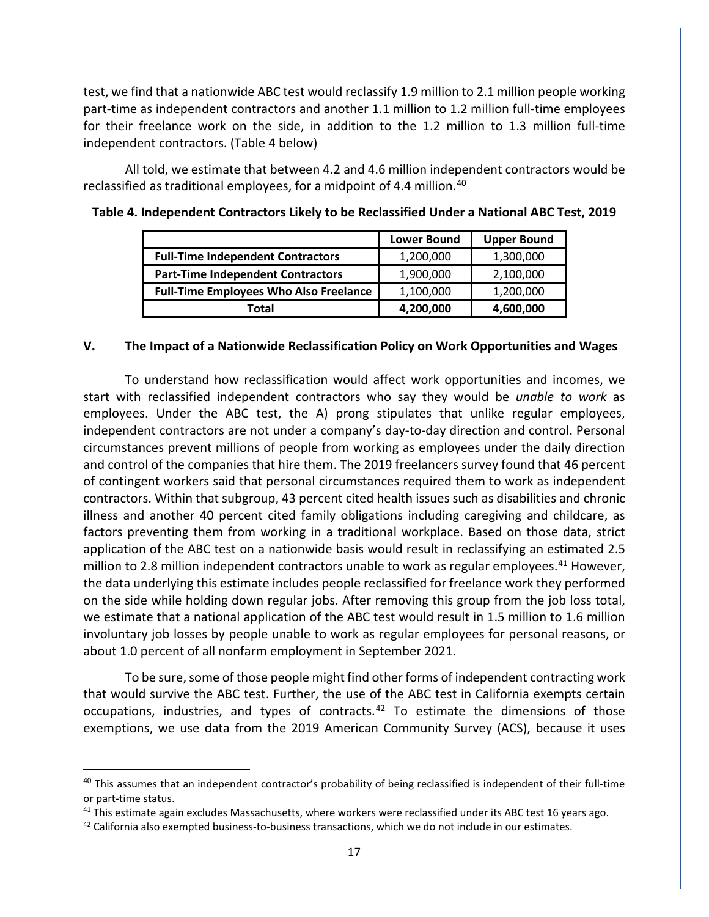test, we find that a nationwide ABC test would reclassify 1.9 million to 2.1 million people working part-time as independent contractors and another 1.1 million to 1.2 million full-time employees for their freelance work on the side, in addition to the 1.2 million to 1.3 million full-time independent contractors. (Table 4 below)

All told, we estimate that between 4.2 and 4.6 million independent contractors would be reclassified as traditional employees, for a midpoint of 4.4 million.[40]

**Table 4. Independent Contractors Likely to be Reclassified Under a National ABC Test, 2019**

| | Lower Bound | Upper Bound |
|---|---|---|
| **Full-Time Independent Contractors** | 1,200,000 | 1,300,000 |
| **Part-Time Independent Contractors** | 1,900,000 | 2,100,000 |
| **Full-Time Employees Who Also Freelance** | 1,100,000 | 1,200,000 |
| **Total** | **4,200,000** | **4,600,000** |

## V. The Impact of a Nationwide Reclassification Policy on Work Opportunities and Wages

To understand how reclassification would affect work opportunities and incomes, we start with reclassified independent contractors who say they would be *unable to work* as employees. Under the ABC test, the A) prong stipulates that unlike regular employees, independent contractors are not under a company's day-to-day direction and control. Personal circumstances prevent millions of people from working as employees under the daily direction and control of the companies that hire them. The 2019 freelancers survey found that 46 percent of contingent workers said that personal circumstances required them to work as independent contractors. Within that subgroup, 43 percent cited health issues such as disabilities and chronic illness and another 40 percent cited family obligations including caregiving and childcare, as factors preventing them from working in a traditional workplace. Based on those data, strict application of the ABC test on a nationwide basis would result in reclassifying an estimated 2.5 million to 2.8 million independent contractors unable to work as regular employees.[41] However, the data underlying this estimate includes people reclassified for freelance work they performed on the side while holding down regular jobs. After removing this group from the job loss total, we estimate that a national application of the ABC test would result in 1.5 million to 1.6 million involuntary job losses by people unable to work as regular employees for personal reasons, or about 1.0 percent of all nonfarm employment in September 2021.

To be sure, some of those people might find other forms of independent contracting work that would survive the ABC test. Further, the use of the ABC test in California exempts certain occupations, industries, and types of contracts.[42] To estimate the dimensions of those exemptions, we use data from the 2019 American Community Survey (ACS), because it uses

---

[40] This assumes that an independent contractor's probability of being reclassified is independent of their full-time or part-time status.

[41] This estimate again excludes Massachusetts, where workers were reclassified under its ABC test 16 years ago.

[42] California also exempted business-to-business transactions, which we do not include in our estimates.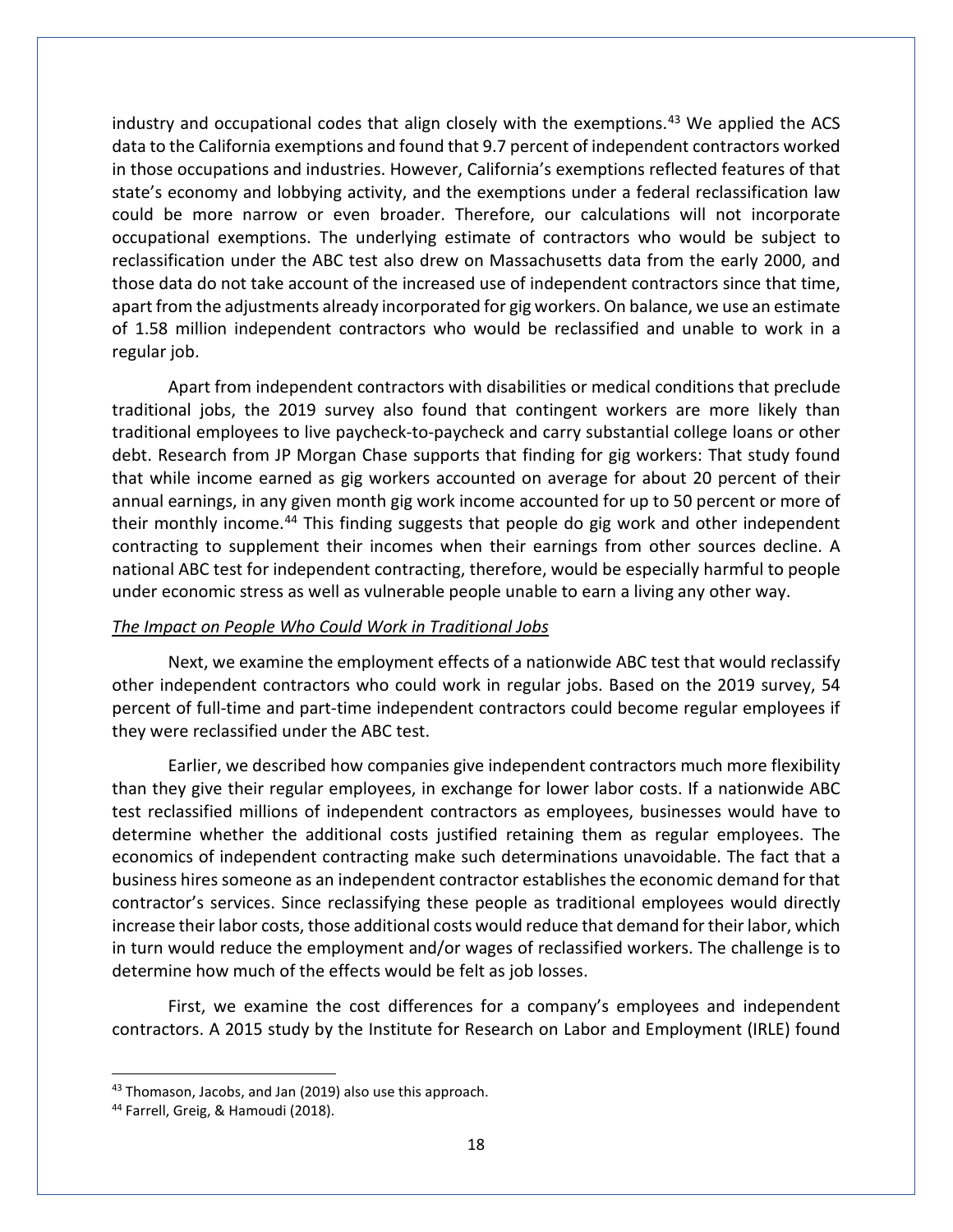industry and occupational codes that align closely with the exemptions.[43] We applied the ACS data to the California exemptions and found that 9.7 percent of independent contractors worked in those occupations and industries. However, California's exemptions reflected features of that state's economy and lobbying activity, and the exemptions under a federal reclassification law could be more narrow or even broader. Therefore, our calculations will not incorporate occupational exemptions. The underlying estimate of contractors who would be subject to reclassification under the ABC test also drew on Massachusetts data from the early 2000, and those data do not take account of the increased use of independent contractors since that time, apart from the adjustments already incorporated for gig workers. On balance, we use an estimate of 1.58 million independent contractors who would be reclassified and unable to work in a regular job.

Apart from independent contractors with disabilities or medical conditions that preclude traditional jobs, the 2019 survey also found that contingent workers are more likely than traditional employees to live paycheck-to-paycheck and carry substantial college loans or other debt. Research from JP Morgan Chase supports that finding for gig workers: That study found that while income earned as gig workers accounted on average for about 20 percent of their annual earnings, in any given month gig work income accounted for up to 50 percent or more of their monthly income.[44] This finding suggests that people do gig work and other independent contracting to supplement their incomes when their earnings from other sources decline. A national ABC test for independent contracting, therefore, would be especially harmful to people under economic stress as well as vulnerable people unable to earn a living any other way.

*The Impact on People Who Could Work in Traditional Jobs*

Next, we examine the employment effects of a nationwide ABC test that would reclassify other independent contractors who could work in regular jobs. Based on the 2019 survey, 54 percent of full-time and part-time independent contractors could become regular employees if they were reclassified under the ABC test.

Earlier, we described how companies give independent contractors much more flexibility than they give their regular employees, in exchange for lower labor costs. If a nationwide ABC test reclassified millions of independent contractors as employees, businesses would have to determine whether the additional costs justified retaining them as regular employees. The economics of independent contracting make such determinations unavoidable. The fact that a business hires someone as an independent contractor establishes the economic demand for that contractor's services. Since reclassifying these people as traditional employees would directly increase their labor costs, those additional costs would reduce that demand for their labor, which in turn would reduce the employment and/or wages of reclassified workers. The challenge is to determine how much of the effects would be felt as job losses.

First, we examine the cost differences for a company's employees and independent contractors. A 2015 study by the Institute for Research on Labor and Employment (IRLE) found

[43] Thomason, Jacobs, and Jan (2019) also use this approach.

[44] Farrell, Greig, & Hamoudi (2018).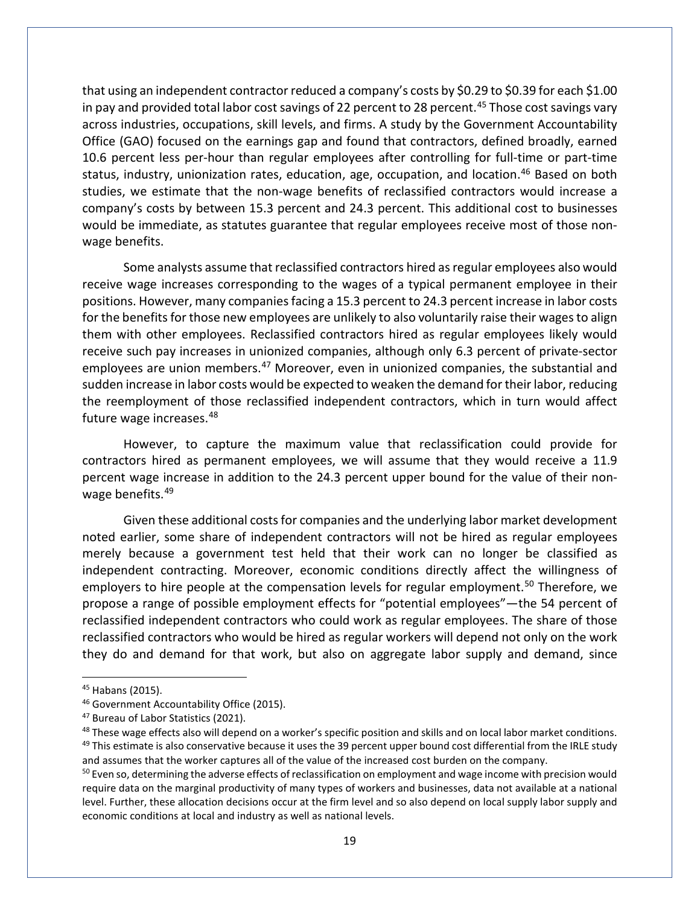that using an independent contractor reduced a company's costs by $0.29 to $0.39 for each $1.00 in pay and provided total labor cost savings of 22 percent to 28 percent.[45] Those cost savings vary across industries, occupations, skill levels, and firms. A study by the Government Accountability Office (GAO) focused on the earnings gap and found that contractors, defined broadly, earned 10.6 percent less per-hour than regular employees after controlling for full-time or part-time status, industry, unionization rates, education, age, occupation, and location.[46] Based on both studies, we estimate that the non-wage benefits of reclassified contractors would increase a company's costs by between 15.3 percent and 24.3 percent. This additional cost to businesses would be immediate, as statutes guarantee that regular employees receive most of those non-wage benefits.

Some analysts assume that reclassified contractors hired as regular employees also would receive wage increases corresponding to the wages of a typical permanent employee in their positions. However, many companies facing a 15.3 percent to 24.3 percent increase in labor costs for the benefits for those new employees are unlikely to also voluntarily raise their wages to align them with other employees. Reclassified contractors hired as regular employees likely would receive such pay increases in unionized companies, although only 6.3 percent of private-sector employees are union members.[47] Moreover, even in unionized companies, the substantial and sudden increase in labor costs would be expected to weaken the demand for their labor, reducing the reemployment of those reclassified independent contractors, which in turn would affect future wage increases.[48]

However, to capture the maximum value that reclassification could provide for contractors hired as permanent employees, we will assume that they would receive a 11.9 percent wage increase in addition to the 24.3 percent upper bound for the value of their non-wage benefits.[49]

Given these additional costs for companies and the underlying labor market development noted earlier, some share of independent contractors will not be hired as regular employees merely because a government test held that their work can no longer be classified as independent contracting. Moreover, economic conditions directly affect the willingness of employers to hire people at the compensation levels for regular employment.[50] Therefore, we propose a range of possible employment effects for "potential employees"—the 54 percent of reclassified independent contractors who could work as regular employees. The share of those reclassified contractors who would be hired as regular workers will depend not only on the work they do and demand for that work, but also on aggregate labor supply and demand, since

---

[45] Habans (2015).

[46] Government Accountability Office (2015).

[47] Bureau of Labor Statistics (2021).

[48] These wage effects also will depend on a worker's specific position and skills and on local labor market conditions.

[49] This estimate is also conservative because it uses the 39 percent upper bound cost differential from the IRLE study and assumes that the worker captures all of the value of the increased cost burden on the company.

[50] Even so, determining the adverse effects of reclassification on employment and wage income with precision would require data on the marginal productivity of many types of workers and businesses, data not available at a national level. Further, these allocation decisions occur at the firm level and so also depend on local supply labor supply and economic conditions at local and industry as well as national levels.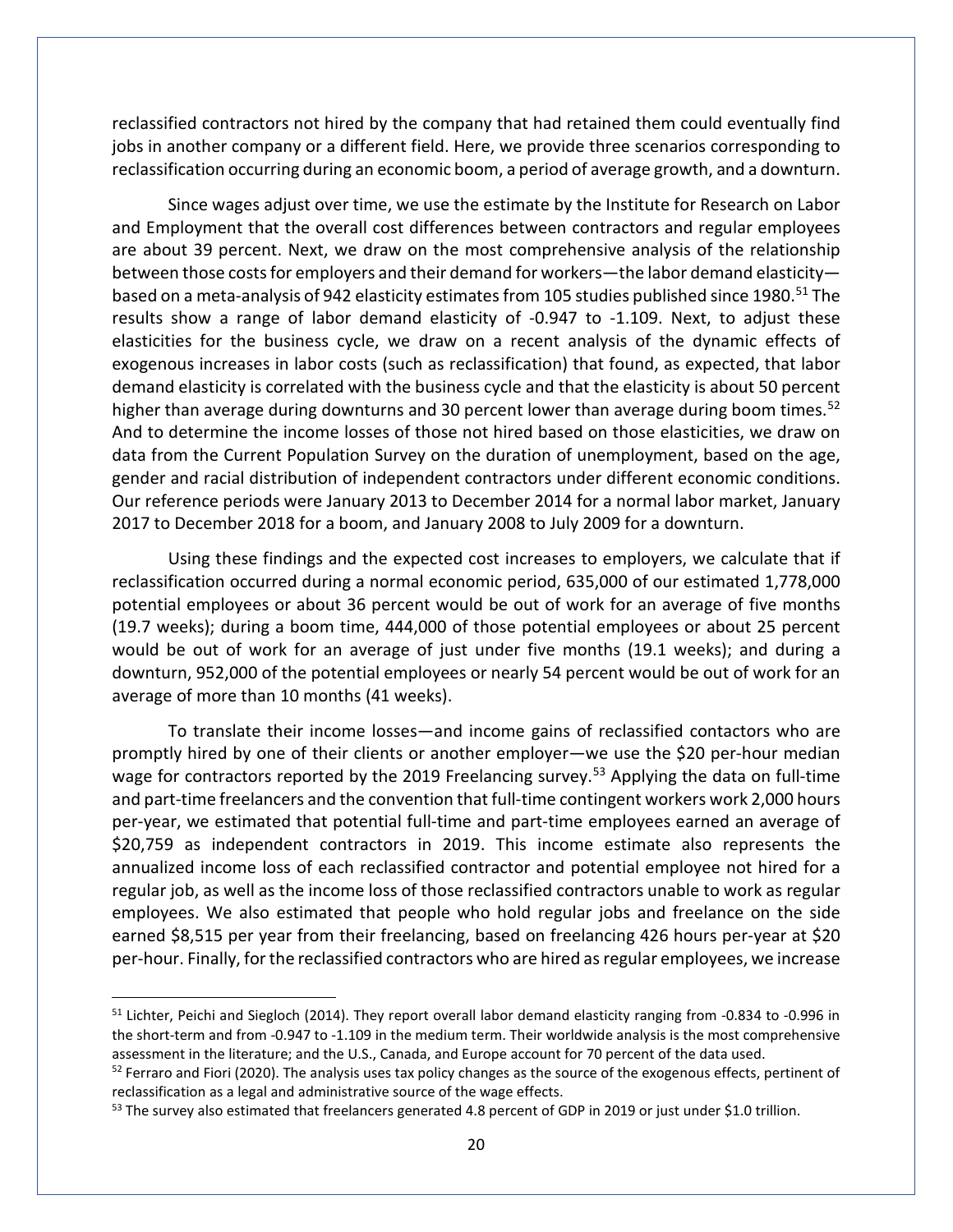reclassified contractors not hired by the company that had retained them could eventually find jobs in another company or a different field. Here, we provide three scenarios corresponding to reclassification occurring during an economic boom, a period of average growth, and a downturn.

Since wages adjust over time, we use the estimate by the Institute for Research on Labor and Employment that the overall cost differences between contractors and regular employees are about 39 percent. Next, we draw on the most comprehensive analysis of the relationship between those costs for employers and their demand for workers—the labor demand elasticity—based on a meta-analysis of 942 elasticity estimates from 105 studies published since 1980.[51] The results show a range of labor demand elasticity of -0.947 to -1.109. Next, to adjust these elasticities for the business cycle, we draw on a recent analysis of the dynamic effects of exogenous increases in labor costs (such as reclassification) that found, as expected, that labor demand elasticity is correlated with the business cycle and that the elasticity is about 50 percent higher than average during downturns and 30 percent lower than average during boom times.[52] And to determine the income losses of those not hired based on those elasticities, we draw on data from the Current Population Survey on the duration of unemployment, based on the age, gender and racial distribution of independent contractors under different economic conditions. Our reference periods were January 2013 to December 2014 for a normal labor market, January 2017 to December 2018 for a boom, and January 2008 to July 2009 for a downturn.

Using these findings and the expected cost increases to employers, we calculate that if reclassification occurred during a normal economic period, 635,000 of our estimated 1,778,000 potential employees or about 36 percent would be out of work for an average of five months (19.7 weeks); during a boom time, 444,000 of those potential employees or about 25 percent would be out of work for an average of just under five months (19.1 weeks); and during a downturn, 952,000 of the potential employees or nearly 54 percent would be out of work for an average of more than 10 months (41 weeks).

To translate their income losses—and income gains of reclassified contactors who are promptly hired by one of their clients or another employer—we use the $20 per-hour median wage for contractors reported by the 2019 Freelancing survey.[53] Applying the data on full-time and part-time freelancers and the convention that full-time contingent workers work 2,000 hours per-year, we estimated that potential full-time and part-time employees earned an average of $20,759 as independent contractors in 2019. This income estimate also represents the annualized income loss of each reclassified contractor and potential employee not hired for a regular job, as well as the income loss of those reclassified contractors unable to work as regular employees. We also estimated that people who hold regular jobs and freelance on the side earned $8,515 per year from their freelancing, based on freelancing 426 hours per-year at $20 per-hour. Finally, for the reclassified contractors who are hired as regular employees, we increase

[51] Lichter, Peichi and Siegloch (2014). They report overall labor demand elasticity ranging from -0.834 to -0.996 in the short-term and from -0.947 to -1.109 in the medium term. Their worldwide analysis is the most comprehensive assessment in the literature; and the U.S., Canada, and Europe account for 70 percent of the data used.

[52] Ferraro and Fiori (2020). The analysis uses tax policy changes as the source of the exogenous effects, pertinent of reclassification as a legal and administrative source of the wage effects.

[53] The survey also estimated that freelancers generated 4.8 percent of GDP in 2019 or just under $1.0 trillion.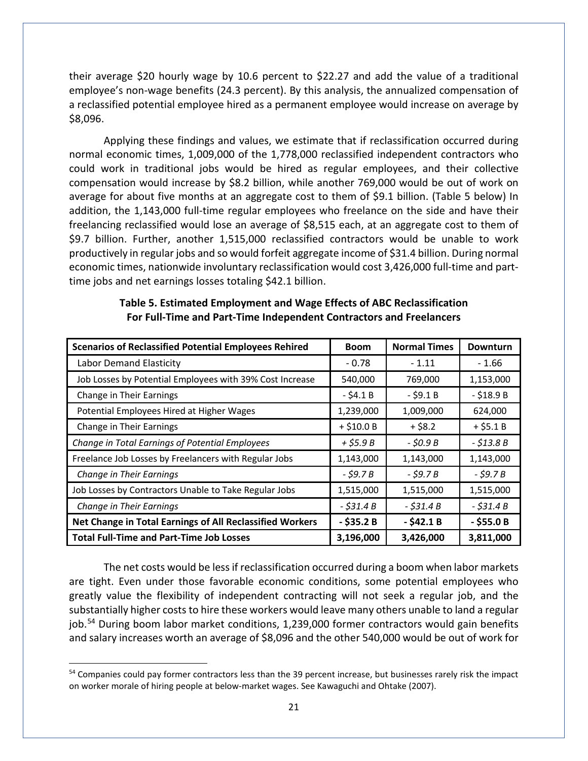their average \$20 hourly wage by 10.6 percent to \$22.27 and add the value of a traditional employee's non-wage benefits (24.3 percent). By this analysis, the annualized compensation of a reclassified potential employee hired as a permanent employee would increase on average by \$8,096.

Applying these findings and values, we estimate that if reclassification occurred during normal economic times, 1,009,000 of the 1,778,000 reclassified independent contractors who could work in traditional jobs would be hired as regular employees, and their collective compensation would increase by \$8.2 billion, while another 769,000 would be out of work on average for about five months at an aggregate cost to them of \$9.1 billion. (Table 5 below) In addition, the 1,143,000 full-time regular employees who freelance on the side and have their freelancing reclassified would lose an average of \$8,515 each, at an aggregate cost to them of \$9.7 billion. Further, another 1,515,000 reclassified contractors would be unable to work productively in regular jobs and so would forfeit aggregate income of \$31.4 billion. During normal economic times, nationwide involuntary reclassification would cost 3,426,000 full-time and part-time jobs and net earnings losses totaling \$42.1 billion.

**Table 5. Estimated Employment and Wage Effects of ABC Reclassification For Full-Time and Part-Time Independent Contractors and Freelancers**

| Scenarios of Reclassified Potential Employees Rehired | Boom | Normal Times | Downturn |
|---|---|---|---|
| Labor Demand Elasticity | - 0.78 | - 1.11 | - 1.66 |
| Job Losses by Potential Employees with 39% Cost Increase | 540,000 | 769,000 | 1,153,000 |
| Change in Their Earnings | - \$4.1 B | - \$9.1 B | - \$18.9 B |
| Potential Employees Hired at Higher Wages | 1,239,000 | 1,009,000 | 624,000 |
| Change in Their Earnings | + \$10.0 B | + \$8.2 | + \$5.1 B |
| *Change in Total Earnings of Potential Employees* | *+ \$5.9 B* | *- \$0.9 B* | *- \$13.8 B* |
| Freelance Job Losses by Freelancers with Regular Jobs | 1,143,000 | 1,143,000 | 1,143,000 |
| *Change in Their Earnings* | *- \$9.7 B* | *- \$9.7 B* | *- \$9.7 B* |
| Job Losses by Contractors Unable to Take Regular Jobs | 1,515,000 | 1,515,000 | 1,515,000 |
| *Change in Their Earnings* | *- \$31.4 B* | *- \$31.4 B* | *- \$31.4 B* |
| **Net Change in Total Earnings of All Reclassified Workers** | **- \$35.2 B** | **- \$42.1 B** | **- \$55.0 B** |
| **Total Full-Time and Part-Time Job Losses** | **3,196,000** | **3,426,000** | **3,811,000** |

The net costs would be less if reclassification occurred during a boom when labor markets are tight. Even under those favorable economic conditions, some potential employees who greatly value the flexibility of independent contracting will not seek a regular job, and the substantially higher costs to hire these workers would leave many others unable to land a regular job.[54] During boom labor market conditions, 1,239,000 former contractors would gain benefits and salary increases worth an average of \$8,096 and the other 540,000 would be out of work for

[54] Companies could pay former contractors less than the 39 percent increase, but businesses rarely risk the impact on worker morale of hiring people at below-market wages. See Kawaguchi and Ohtake (2007).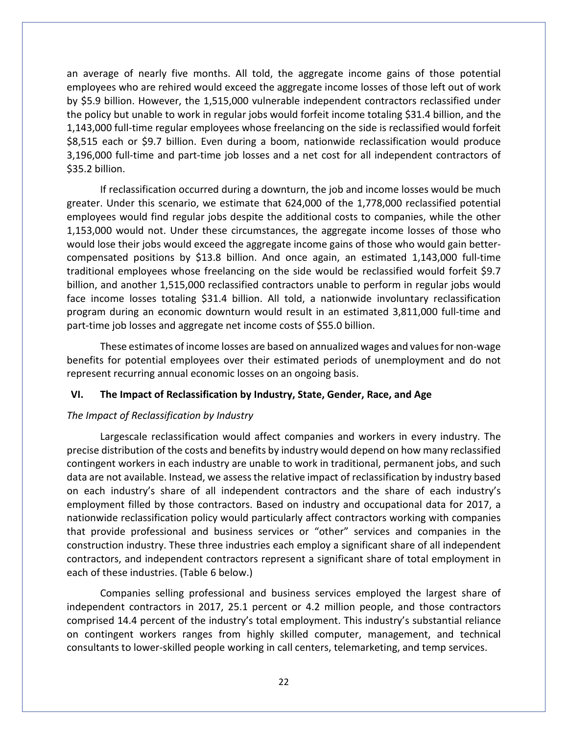an average of nearly five months. All told, the aggregate income gains of those potential employees who are rehired would exceed the aggregate income losses of those left out of work by $5.9 billion. However, the 1,515,000 vulnerable independent contractors reclassified under the policy but unable to work in regular jobs would forfeit income totaling $31.4 billion, and the 1,143,000 full-time regular employees whose freelancing on the side is reclassified would forfeit $8,515 each or $9.7 billion. Even during a boom, nationwide reclassification would produce 3,196,000 full-time and part-time job losses and a net cost for all independent contractors of $35.2 billion.

If reclassification occurred during a downturn, the job and income losses would be much greater. Under this scenario, we estimate that 624,000 of the 1,778,000 reclassified potential employees would find regular jobs despite the additional costs to companies, while the other 1,153,000 would not. Under these circumstances, the aggregate income losses of those who would lose their jobs would exceed the aggregate income gains of those who would gain better-compensated positions by $13.8 billion. And once again, an estimated 1,143,000 full-time traditional employees whose freelancing on the side would be reclassified would forfeit $9.7 billion, and another 1,515,000 reclassified contractors unable to perform in regular jobs would face income losses totaling $31.4 billion. All told, a nationwide involuntary reclassification program during an economic downturn would result in an estimated 3,811,000 full-time and part-time job losses and aggregate net income costs of $55.0 billion.

These estimates of income losses are based on annualized wages and values for non-wage benefits for potential employees over their estimated periods of unemployment and do not represent recurring annual economic losses on an ongoing basis.

## VI. The Impact of Reclassification by Industry, State, Gender, Race, and Age

### *The Impact of Reclassification by Industry*

Largescale reclassification would affect companies and workers in every industry. The precise distribution of the costs and benefits by industry would depend on how many reclassified contingent workers in each industry are unable to work in traditional, permanent jobs, and such data are not available. Instead, we assess the relative impact of reclassification by industry based on each industry's share of all independent contractors and the share of each industry's employment filled by those contractors. Based on industry and occupational data for 2017, a nationwide reclassification policy would particularly affect contractors working with companies that provide professional and business services or "other" services and companies in the construction industry. These three industries each employ a significant share of all independent contractors, and independent contractors represent a significant share of total employment in each of these industries. (Table 6 below.)

Companies selling professional and business services employed the largest share of independent contractors in 2017, 25.1 percent or 4.2 million people, and those contractors comprised 14.4 percent of the industry's total employment. This industry's substantial reliance on contingent workers ranges from highly skilled computer, management, and technical consultants to lower-skilled people working in call centers, telemarketing, and temp services.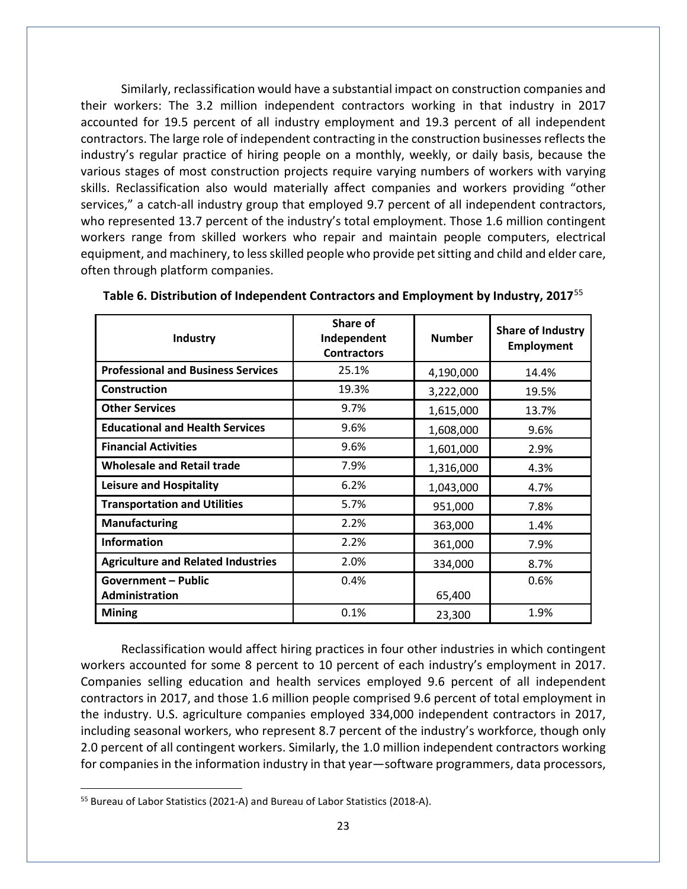Similarly, reclassification would have a substantial impact on construction companies and their workers: The 3.2 million independent contractors working in that industry in 2017 accounted for 19.5 percent of all industry employment and 19.3 percent of all independent contractors. The large role of independent contracting in the construction businesses reflects the industry's regular practice of hiring people on a monthly, weekly, or daily basis, because the various stages of most construction projects require varying numbers of workers with varying skills. Reclassification also would materially affect companies and workers providing "other services," a catch-all industry group that employed 9.7 percent of all independent contractors, who represented 13.7 percent of the industry's total employment. Those 1.6 million contingent workers range from skilled workers who repair and maintain people computers, electrical equipment, and machinery, to less skilled people who provide pet sitting and child and elder care, often through platform companies.

**Table 6. Distribution of Independent Contractors and Employment by Industry, 2017**[55]

| Industry | Share of Independent Contractors | Number | Share of Industry Employment |
|---|---|---|---|
| **Professional and Business Services** | 25.1% | 4,190,000 | 14.4% |
| **Construction** | 19.3% | 3,222,000 | 19.5% |
| **Other Services** | 9.7% | 1,615,000 | 13.7% |
| **Educational and Health Services** | 9.6% | 1,608,000 | 9.6% |
| **Financial Activities** | 9.6% | 1,601,000 | 2.9% |
| **Wholesale and Retail trade** | 7.9% | 1,316,000 | 4.3% |
| **Leisure and Hospitality** | 6.2% | 1,043,000 | 4.7% |
| **Transportation and Utilities** | 5.7% | 951,000 | 7.8% |
| **Manufacturing** | 2.2% | 363,000 | 1.4% |
| **Information** | 2.2% | 361,000 | 7.9% |
| **Agriculture and Related Industries** | 2.0% | 334,000 | 8.7% |
| **Government – Public Administration** | 0.4% | 65,400 | 0.6% |
| **Mining** | 0.1% | 23,300 | 1.9% |

Reclassification would affect hiring practices in four other industries in which contingent workers accounted for some 8 percent to 10 percent of each industry's employment in 2017. Companies selling education and health services employed 9.6 percent of all independent contractors in 2017, and those 1.6 million people comprised 9.6 percent of total employment in the industry. U.S. agriculture companies employed 334,000 independent contractors in 2017, including seasonal workers, who represent 8.7 percent of the industry's workforce, though only 2.0 percent of all contingent workers. Similarly, the 1.0 million independent contractors working for companies in the information industry in that year—software programmers, data processors,

[55] Bureau of Labor Statistics (2021-A) and Bureau of Labor Statistics (2018-A).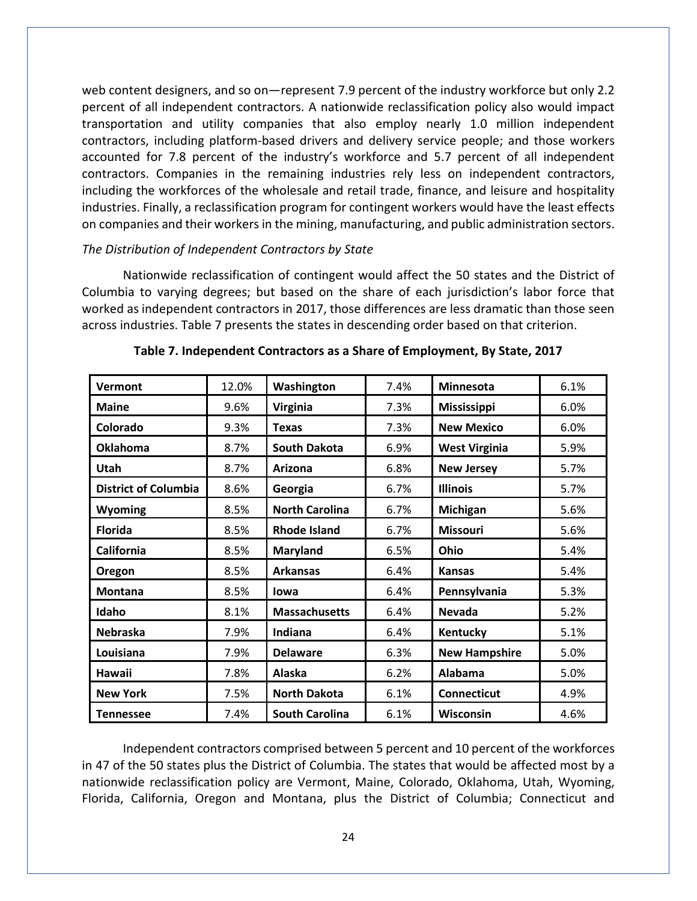web content designers, and so on—represent 7.9 percent of the industry workforce but only 2.2 percent of all independent contractors. A nationwide reclassification policy also would impact transportation and utility companies that also employ nearly 1.0 million independent contractors, including platform-based drivers and delivery service people; and those workers accounted for 7.8 percent of the industry's workforce and 5.7 percent of all independent contractors. Companies in the remaining industries rely less on independent contractors, including the workforces of the wholesale and retail trade, finance, and leisure and hospitality industries. Finally, a reclassification program for contingent workers would have the least effects on companies and their workers in the mining, manufacturing, and public administration sectors.

*The Distribution of Independent Contractors by State*

Nationwide reclassification of contingent would affect the 50 states and the District of Columbia to varying degrees; but based on the share of each jurisdiction's labor force that worked as independent contractors in 2017, those differences are less dramatic than those seen across industries. Table 7 presents the states in descending order based on that criterion.

**Table 7. Independent Contractors as a Share of Employment, By State, 2017**

| State | Share | State | Share | State | Share |
|---|---|---|---|---|---|
| **Vermont** | 12.0% | **Washington** | 7.4% | **Minnesota** | 6.1% |
| **Maine** | 9.6% | **Virginia** | 7.3% | **Mississippi** | 6.0% |
| **Colorado** | 9.3% | **Texas** | 7.3% | **New Mexico** | 6.0% |
| **Oklahoma** | 8.7% | **South Dakota** | 6.9% | **West Virginia** | 5.9% |
| **Utah** | 8.7% | **Arizona** | 6.8% | **New Jersey** | 5.7% |
| **District of Columbia** | 8.6% | **Georgia** | 6.7% | **Illinois** | 5.7% |
| **Wyoming** | 8.5% | **North Carolina** | 6.7% | **Michigan** | 5.6% |
| **Florida** | 8.5% | **Rhode Island** | 6.7% | **Missouri** | 5.6% |
| **California** | 8.5% | **Maryland** | 6.5% | **Ohio** | 5.4% |
| **Oregon** | 8.5% | **Arkansas** | 6.4% | **Kansas** | 5.4% |
| **Montana** | 8.5% | **Iowa** | 6.4% | **Pennsylvania** | 5.3% |
| **Idaho** | 8.1% | **Massachusetts** | 6.4% | **Nevada** | 5.2% |
| **Nebraska** | 7.9% | **Indiana** | 6.4% | **Kentucky** | 5.1% |
| **Louisiana** | 7.9% | **Delaware** | 6.3% | **New Hampshire** | 5.0% |
| **Hawaii** | 7.8% | **Alaska** | 6.2% | **Alabama** | 5.0% |
| **New York** | 7.5% | **North Dakota** | 6.1% | **Connecticut** | 4.9% |
| **Tennessee** | 7.4% | **South Carolina** | 6.1% | **Wisconsin** | 4.6% |

Independent contractors comprised between 5 percent and 10 percent of the workforces in 47 of the 50 states plus the District of Columbia. The states that would be affected most by a nationwide reclassification policy are Vermont, Maine, Colorado, Oklahoma, Utah, Wyoming, Florida, California, Oregon and Montana, plus the District of Columbia; Connecticut and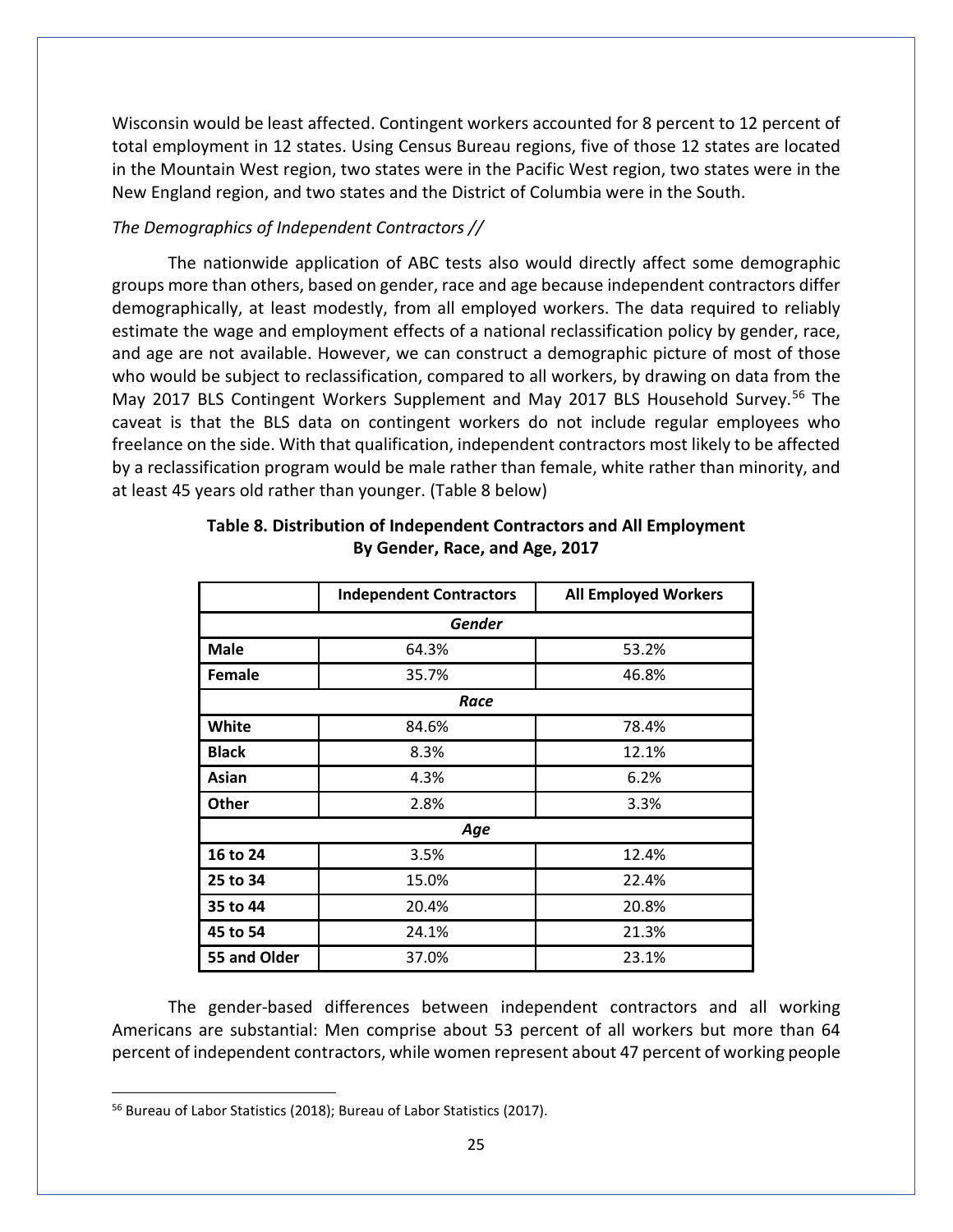Wisconsin would be least affected. Contingent workers accounted for 8 percent to 12 percent of total employment in 12 states. Using Census Bureau regions, five of those 12 states are located in the Mountain West region, two states were in the Pacific West region, two states were in the New England region, and two states and the District of Columbia were in the South.

*The Demographics of Independent Contractors //*

The nationwide application of ABC tests also would directly affect some demographic groups more than others, based on gender, race and age because independent contractors differ demographically, at least modestly, from all employed workers. The data required to reliably estimate the wage and employment effects of a national reclassification policy by gender, race, and age are not available. However, we can construct a demographic picture of most of those who would be subject to reclassification, compared to all workers, by drawing on data from the May 2017 BLS Contingent Workers Supplement and May 2017 BLS Household Survey.[56] The caveat is that the BLS data on contingent workers do not include regular employees who freelance on the side. With that qualification, independent contractors most likely to be affected by a reclassification program would be male rather than female, white rather than minority, and at least 45 years old rather than younger. (Table 8 below)

**Table 8. Distribution of Independent Contractors and All Employment By Gender, Race, and Age, 2017**

| | Independent Contractors | All Employed Workers |
|---|---|---|
| ***Gender*** | | |
| **Male** | 64.3% | 53.2% |
| **Female** | 35.7% | 46.8% |
| ***Race*** | | |
| **White** | 84.6% | 78.4% |
| **Black** | 8.3% | 12.1% |
| **Asian** | 4.3% | 6.2% |
| **Other** | 2.8% | 3.3% |
| ***Age*** | | |
| **16 to 24** | 3.5% | 12.4% |
| **25 to 34** | 15.0% | 22.4% |
| **35 to 44** | 20.4% | 20.8% |
| **45 to 54** | 24.1% | 21.3% |
| **55 and Older** | 37.0% | 23.1% |

The gender-based differences between independent contractors and all working Americans are substantial: Men comprise about 53 percent of all workers but more than 64 percent of independent contractors, while women represent about 47 percent of working people

[56] Bureau of Labor Statistics (2018); Bureau of Labor Statistics (2017).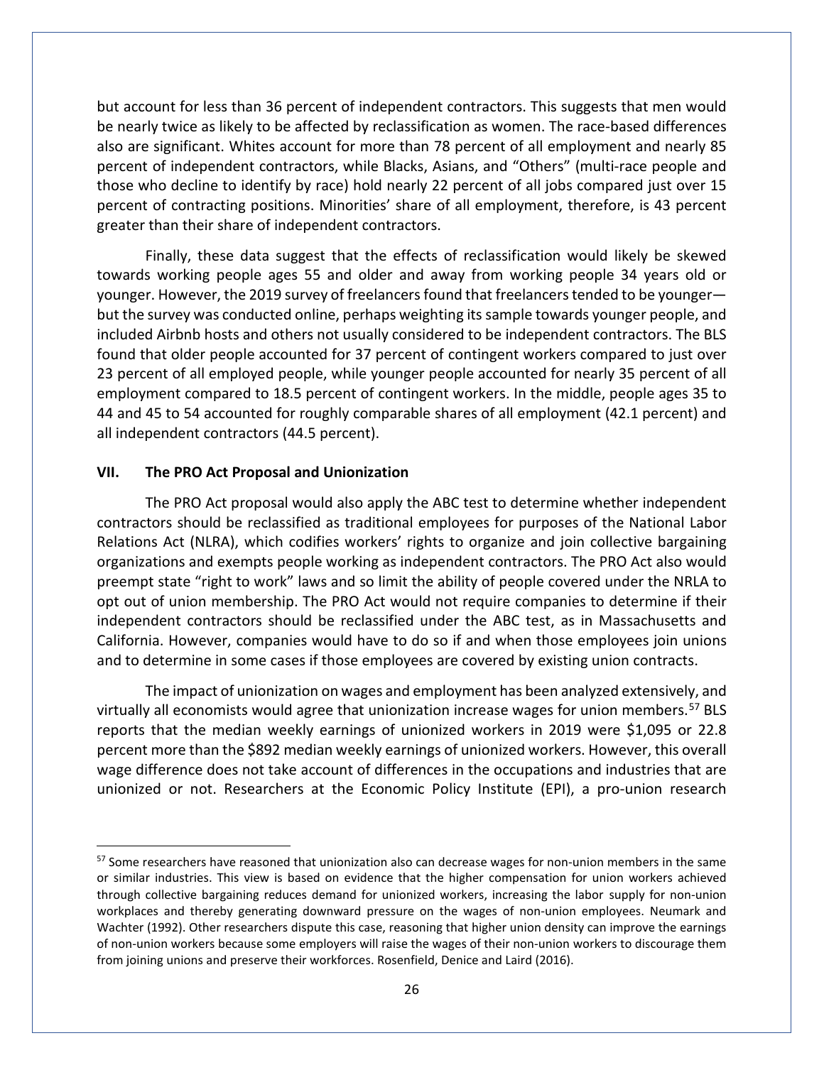but account for less than 36 percent of independent contractors. This suggests that men would be nearly twice as likely to be affected by reclassification as women. The race-based differences also are significant. Whites account for more than 78 percent of all employment and nearly 85 percent of independent contractors, while Blacks, Asians, and "Others" (multi-race people and those who decline to identify by race) hold nearly 22 percent of all jobs compared just over 15 percent of contracting positions. Minorities' share of all employment, therefore, is 43 percent greater than their share of independent contractors.

Finally, these data suggest that the effects of reclassification would likely be skewed towards working people ages 55 and older and away from working people 34 years old or younger. However, the 2019 survey of freelancers found that freelancers tended to be younger—but the survey was conducted online, perhaps weighting its sample towards younger people, and included Airbnb hosts and others not usually considered to be independent contractors. The BLS found that older people accounted for 37 percent of contingent workers compared to just over 23 percent of all employed people, while younger people accounted for nearly 35 percent of all employment compared to 18.5 percent of contingent workers. In the middle, people ages 35 to 44 and 45 to 54 accounted for roughly comparable shares of all employment (42.1 percent) and all independent contractors (44.5 percent).

## VII. The PRO Act Proposal and Unionization

The PRO Act proposal would also apply the ABC test to determine whether independent contractors should be reclassified as traditional employees for purposes of the National Labor Relations Act (NLRA), which codifies workers' rights to organize and join collective bargaining organizations and exempts people working as independent contractors. The PRO Act also would preempt state "right to work" laws and so limit the ability of people covered under the NRLA to opt out of union membership. The PRO Act would not require companies to determine if their independent contractors should be reclassified under the ABC test, as in Massachusetts and California. However, companies would have to do so if and when those employees join unions and to determine in some cases if those employees are covered by existing union contracts.

The impact of unionization on wages and employment has been analyzed extensively, and virtually all economists would agree that unionization increase wages for union members.[57] BLS reports that the median weekly earnings of unionized workers in 2019 were $1,095 or 22.8 percent more than the $892 median weekly earnings of unionized workers. However, this overall wage difference does not take account of differences in the occupations and industries that are unionized or not. Researchers at the Economic Policy Institute (EPI), a pro-union research

[57] Some researchers have reasoned that unionization also can decrease wages for non-union members in the same or similar industries. This view is based on evidence that the higher compensation for union workers achieved through collective bargaining reduces demand for unionized workers, increasing the labor supply for non-union workplaces and thereby generating downward pressure on the wages of non-union employees. Neumark and Wachter (1992). Other researchers dispute this case, reasoning that higher union density can improve the earnings of non-union workers because some employers will raise the wages of their non-union workers to discourage them from joining unions and preserve their workforces. Rosenfield, Denice and Laird (2016).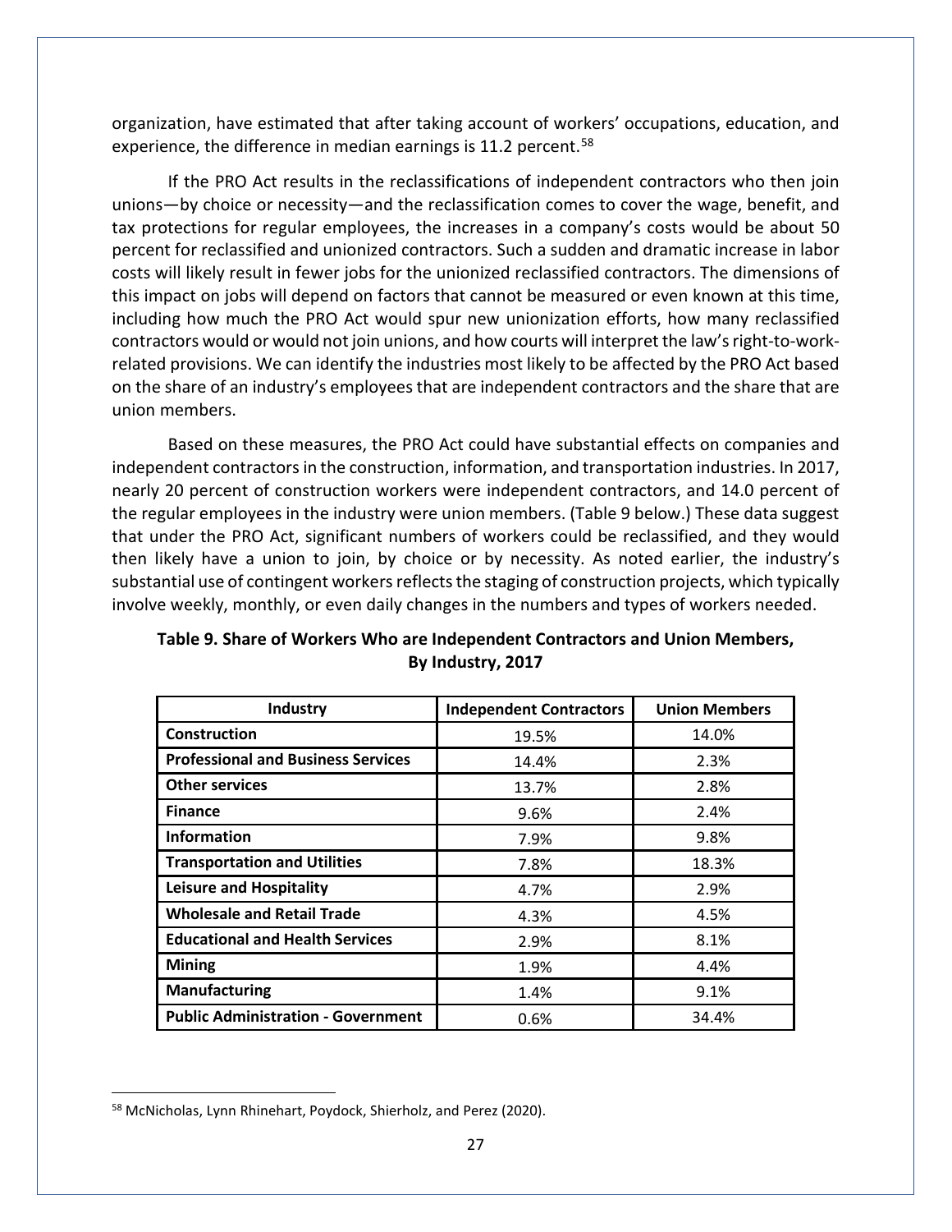organization, have estimated that after taking account of workers' occupations, education, and experience, the difference in median earnings is 11.2 percent.[58]

If the PRO Act results in the reclassifications of independent contractors who then join unions—by choice or necessity—and the reclassification comes to cover the wage, benefit, and tax protections for regular employees, the increases in a company's costs would be about 50 percent for reclassified and unionized contractors. Such a sudden and dramatic increase in labor costs will likely result in fewer jobs for the unionized reclassified contractors. The dimensions of this impact on jobs will depend on factors that cannot be measured or even known at this time, including how much the PRO Act would spur new unionization efforts, how many reclassified contractors would or would not join unions, and how courts will interpret the law's right-to-work-related provisions. We can identify the industries most likely to be affected by the PRO Act based on the share of an industry's employees that are independent contractors and the share that are union members.

Based on these measures, the PRO Act could have substantial effects on companies and independent contractors in the construction, information, and transportation industries. In 2017, nearly 20 percent of construction workers were independent contractors, and 14.0 percent of the regular employees in the industry were union members. (Table 9 below.) These data suggest that under the PRO Act, significant numbers of workers could be reclassified, and they would then likely have a union to join, by choice or by necessity. As noted earlier, the industry's substantial use of contingent workers reflects the staging of construction projects, which typically involve weekly, monthly, or even daily changes in the numbers and types of workers needed.

**Table 9. Share of Workers Who are Independent Contractors and Union Members, By Industry, 2017**

| Industry | Independent Contractors | Union Members |
|---|---|---|
| **Construction** | 19.5% | 14.0% |
| **Professional and Business Services** | 14.4% | 2.3% |
| **Other services** | 13.7% | 2.8% |
| **Finance** | 9.6% | 2.4% |
| **Information** | 7.9% | 9.8% |
| **Transportation and Utilities** | 7.8% | 18.3% |
| **Leisure and Hospitality** | 4.7% | 2.9% |
| **Wholesale and Retail Trade** | 4.3% | 4.5% |
| **Educational and Health Services** | 2.9% | 8.1% |
| **Mining** | 1.9% | 4.4% |
| **Manufacturing** | 1.4% | 9.1% |
| **Public Administration - Government** | 0.6% | 34.4% |

[58] McNicholas, Lynn Rhinehart, Poydock, Shierholz, and Perez (2020).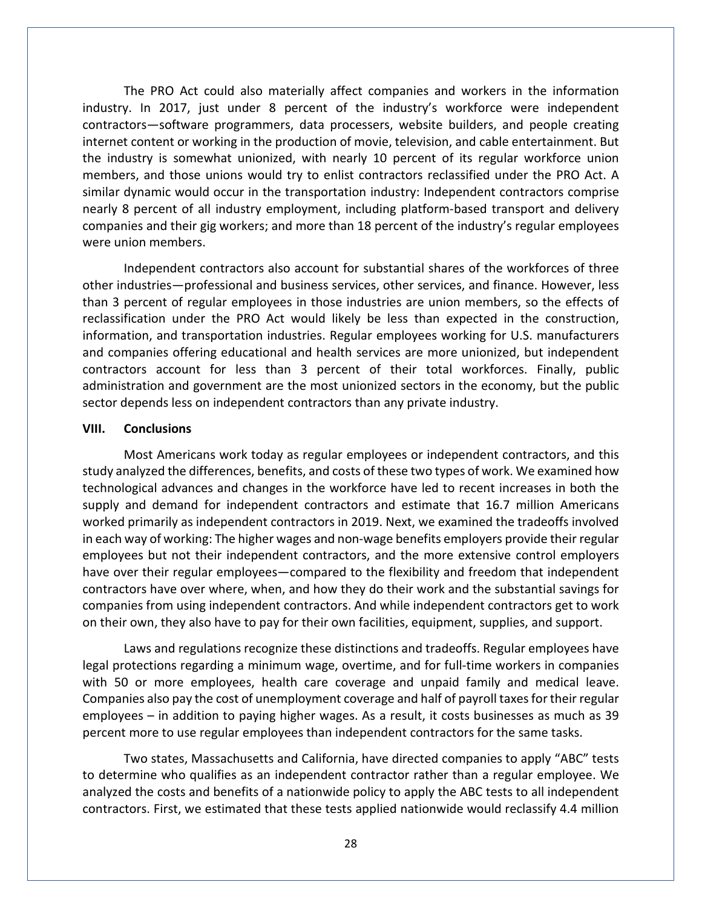The PRO Act could also materially affect companies and workers in the information industry. In 2017, just under 8 percent of the industry's workforce were independent contractors—software programmers, data processers, website builders, and people creating internet content or working in the production of movie, television, and cable entertainment. But the industry is somewhat unionized, with nearly 10 percent of its regular workforce union members, and those unions would try to enlist contractors reclassified under the PRO Act. A similar dynamic would occur in the transportation industry: Independent contractors comprise nearly 8 percent of all industry employment, including platform-based transport and delivery companies and their gig workers; and more than 18 percent of the industry's regular employees were union members.

Independent contractors also account for substantial shares of the workforces of three other industries—professional and business services, other services, and finance. However, less than 3 percent of regular employees in those industries are union members, so the effects of reclassification under the PRO Act would likely be less than expected in the construction, information, and transportation industries. Regular employees working for U.S. manufacturers and companies offering educational and health services are more unionized, but independent contractors account for less than 3 percent of their total workforces. Finally, public administration and government are the most unionized sectors in the economy, but the public sector depends less on independent contractors than any private industry.

## VIII. Conclusions

Most Americans work today as regular employees or independent contractors, and this study analyzed the differences, benefits, and costs of these two types of work. We examined how technological advances and changes in the workforce have led to recent increases in both the supply and demand for independent contractors and estimate that 16.7 million Americans worked primarily as independent contractors in 2019. Next, we examined the tradeoffs involved in each way of working: The higher wages and non-wage benefits employers provide their regular employees but not their independent contractors, and the more extensive control employers have over their regular employees—compared to the flexibility and freedom that independent contractors have over where, when, and how they do their work and the substantial savings for companies from using independent contractors. And while independent contractors get to work on their own, they also have to pay for their own facilities, equipment, supplies, and support.

Laws and regulations recognize these distinctions and tradeoffs. Regular employees have legal protections regarding a minimum wage, overtime, and for full-time workers in companies with 50 or more employees, health care coverage and unpaid family and medical leave. Companies also pay the cost of unemployment coverage and half of payroll taxes for their regular employees – in addition to paying higher wages. As a result, it costs businesses as much as 39 percent more to use regular employees than independent contractors for the same tasks.

Two states, Massachusetts and California, have directed companies to apply "ABC" tests to determine who qualifies as an independent contractor rather than a regular employee. We analyzed the costs and benefits of a nationwide policy to apply the ABC tests to all independent contractors. First, we estimated that these tests applied nationwide would reclassify 4.4 million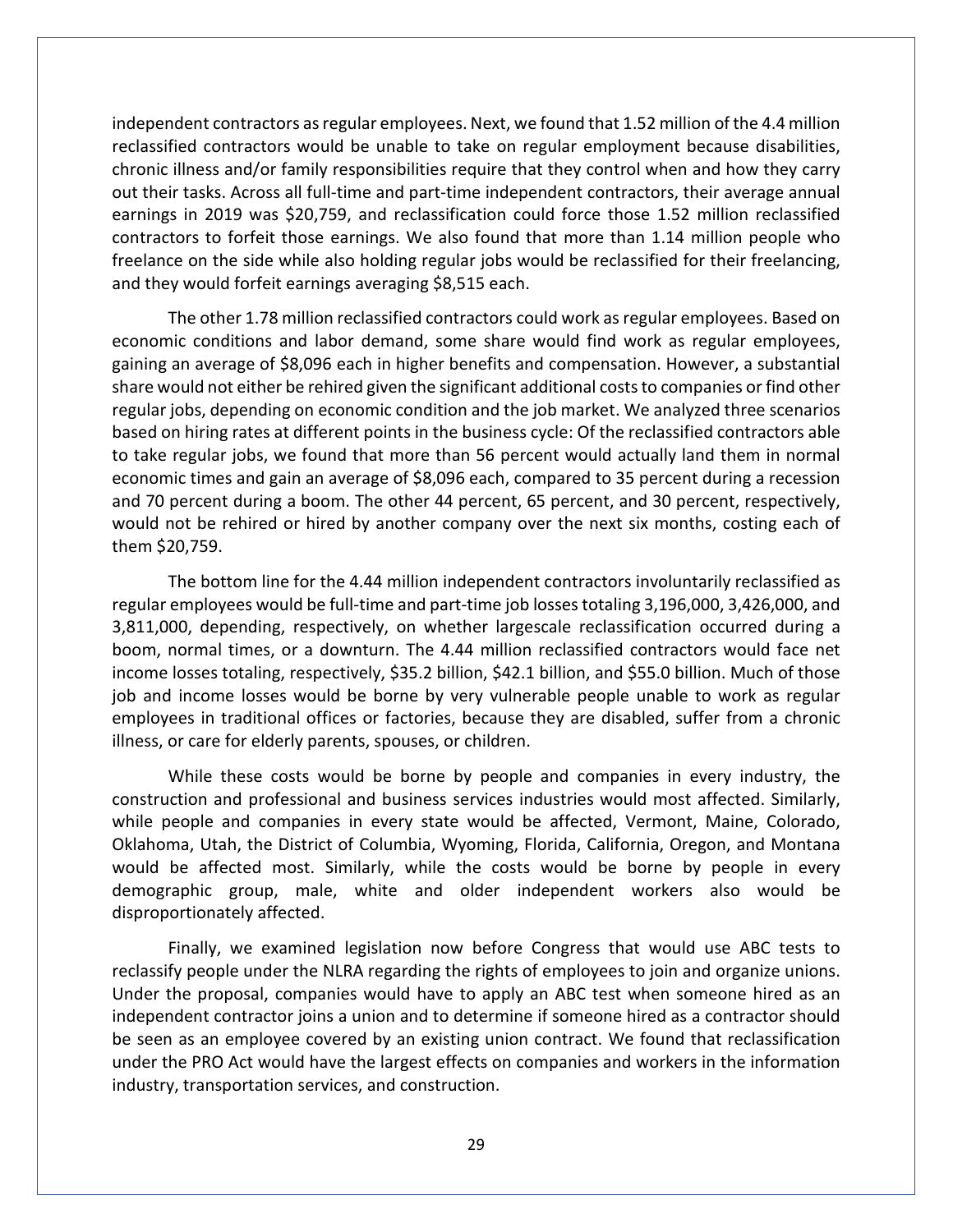independent contractors as regular employees. Next, we found that 1.52 million of the 4.4 million reclassified contractors would be unable to take on regular employment because disabilities, chronic illness and/or family responsibilities require that they control when and how they carry out their tasks. Across all full-time and part-time independent contractors, their average annual earnings in 2019 was $20,759, and reclassification could force those 1.52 million reclassified contractors to forfeit those earnings. We also found that more than 1.14 million people who freelance on the side while also holding regular jobs would be reclassified for their freelancing, and they would forfeit earnings averaging $8,515 each.

The other 1.78 million reclassified contractors could work as regular employees. Based on economic conditions and labor demand, some share would find work as regular employees, gaining an average of $8,096 each in higher benefits and compensation. However, a substantial share would not either be rehired given the significant additional costs to companies or find other regular jobs, depending on economic condition and the job market. We analyzed three scenarios based on hiring rates at different points in the business cycle: Of the reclassified contractors able to take regular jobs, we found that more than 56 percent would actually land them in normal economic times and gain an average of $8,096 each, compared to 35 percent during a recession and 70 percent during a boom. The other 44 percent, 65 percent, and 30 percent, respectively, would not be rehired or hired by another company over the next six months, costing each of them $20,759.

The bottom line for the 4.44 million independent contractors involuntarily reclassified as regular employees would be full-time and part-time job losses totaling 3,196,000, 3,426,000, and 3,811,000, depending, respectively, on whether largescale reclassification occurred during a boom, normal times, or a downturn. The 4.44 million reclassified contractors would face net income losses totaling, respectively, $35.2 billion, $42.1 billion, and $55.0 billion. Much of those job and income losses would be borne by very vulnerable people unable to work as regular employees in traditional offices or factories, because they are disabled, suffer from a chronic illness, or care for elderly parents, spouses, or children.

While these costs would be borne by people and companies in every industry, the construction and professional and business services industries would most affected. Similarly, while people and companies in every state would be affected, Vermont, Maine, Colorado, Oklahoma, Utah, the District of Columbia, Wyoming, Florida, California, Oregon, and Montana would be affected most. Similarly, while the costs would be borne by people in every demographic group, male, white and older independent workers also would be disproportionately affected.

Finally, we examined legislation now before Congress that would use ABC tests to reclassify people under the NLRA regarding the rights of employees to join and organize unions. Under the proposal, companies would have to apply an ABC test when someone hired as an independent contractor joins a union and to determine if someone hired as a contractor should be seen as an employee covered by an existing union contract. We found that reclassification under the PRO Act would have the largest effects on companies and workers in the information industry, transportation services, and construction.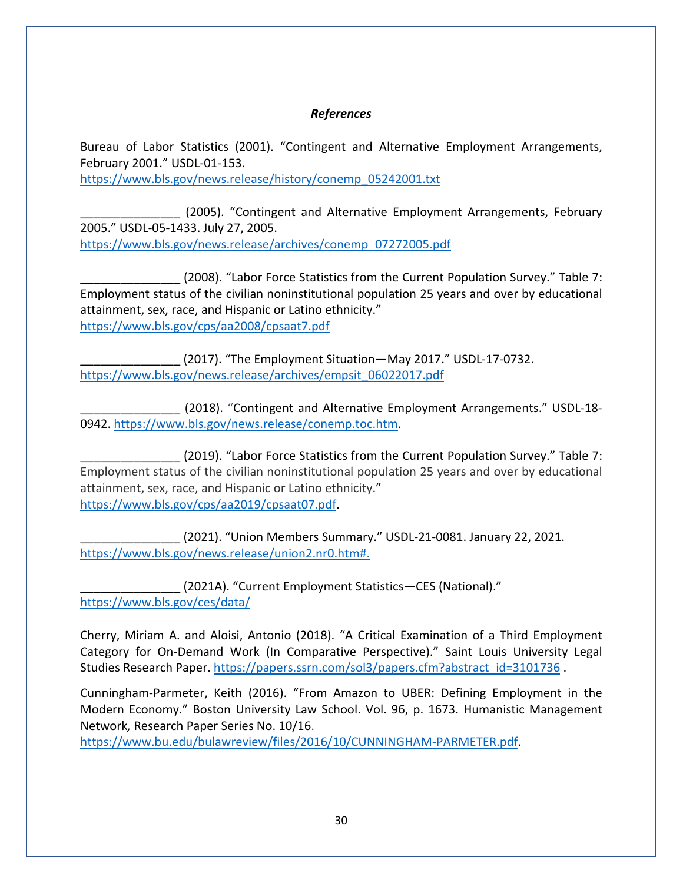### *References*

Bureau of Labor Statistics (2001). "Contingent and Alternative Employment Arrangements, February 2001." USDL-01-153.
https://www.bls.gov/news.release/history/conemp_05242001.txt

_______________ (2005). "Contingent and Alternative Employment Arrangements, February 2005." USDL-05-1433. July 27, 2005.
https://www.bls.gov/news.release/archives/conemp_07272005.pdf

_______________ (2008). "Labor Force Statistics from the Current Population Survey." Table 7: Employment status of the civilian noninstitutional population 25 years and over by educational attainment, sex, race, and Hispanic or Latino ethnicity."
https://www.bls.gov/cps/aa2008/cpsaat7.pdf

_______________ (2017). "The Employment Situation—May 2017." USDL-17-0732.
https://www.bls.gov/news.release/archives/empsit_06022017.pdf

_______________ (2018). "Contingent and Alternative Employment Arrangements." USDL-18-0942. https://www.bls.gov/news.release/conemp.toc.htm.

_______________ (2019). "Labor Force Statistics from the Current Population Survey." Table 7: Employment status of the civilian noninstitutional population 25 years and over by educational attainment, sex, race, and Hispanic or Latino ethnicity."
https://www.bls.gov/cps/aa2019/cpsaat07.pdf.

_______________ (2021). "Union Members Summary." USDL-21-0081. January 22, 2021.
https://www.bls.gov/news.release/union2.nr0.htm#.

_______________ (2021A). "Current Employment Statistics—CES (National)."
https://www.bls.gov/ces/data/

Cherry, Miriam A. and Aloisi, Antonio (2018). "A Critical Examination of a Third Employment Category for On-Demand Work (In Comparative Perspective)." Saint Louis University Legal Studies Research Paper. https://papers.ssrn.com/sol3/papers.cfm?abstract_id=3101736 .

Cunningham-Parmeter, Keith (2016). "From Amazon to UBER: Defining Employment in the Modern Economy." Boston University Law School. Vol. 96, p. 1673. Humanistic Management Network, Research Paper Series No. 10/16.
https://www.bu.edu/bulawreview/files/2016/10/CUNNINGHAM-PARMETER.pdf.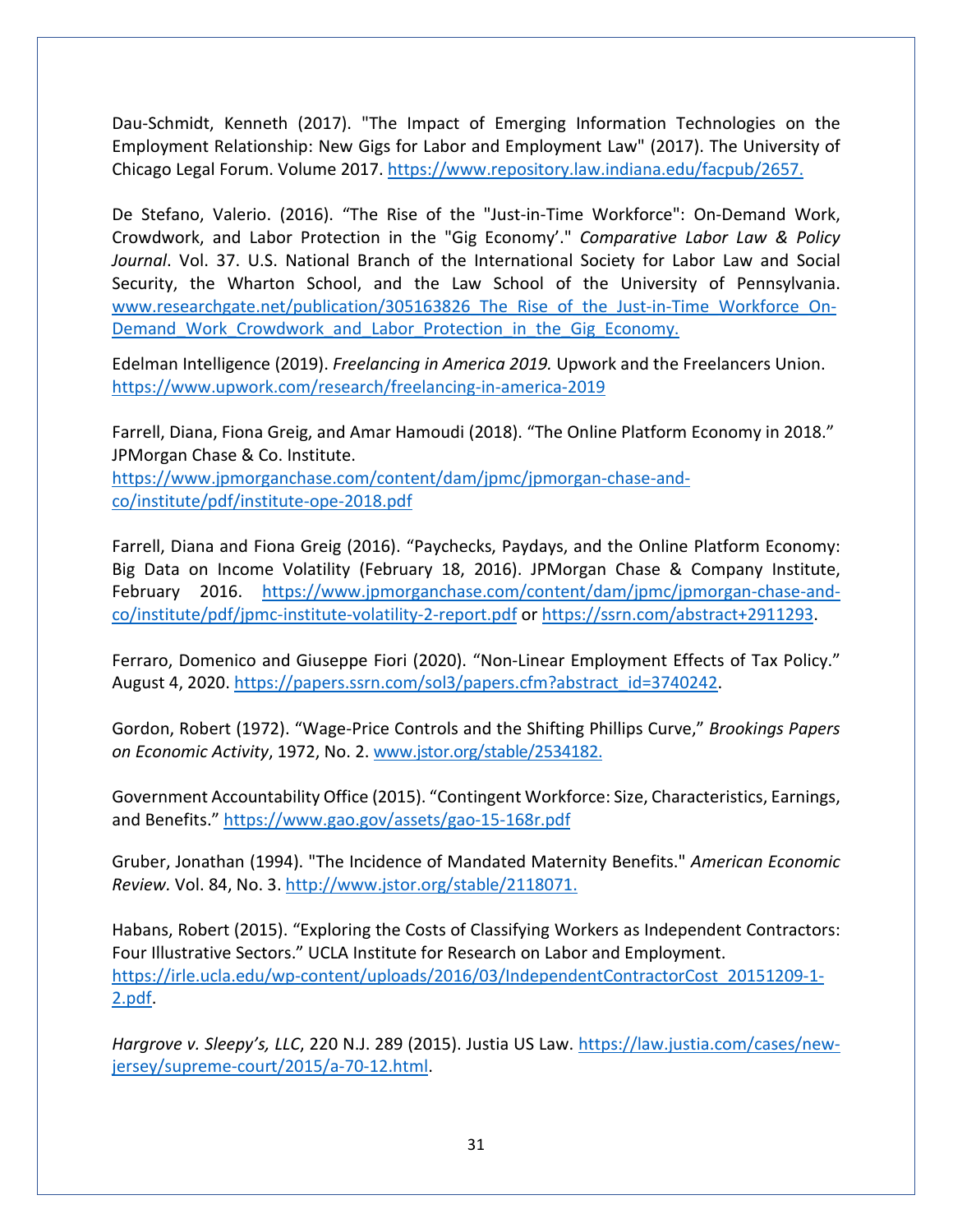Dau-Schmidt, Kenneth (2017). "The Impact of Emerging Information Technologies on the Employment Relationship: New Gigs for Labor and Employment Law" (2017). The University of Chicago Legal Forum. Volume 2017. https://www.repository.law.indiana.edu/facpub/2657.

De Stefano, Valerio. (2016). "The Rise of the "Just-in-Time Workforce": On-Demand Work, Crowdwork, and Labor Protection in the "Gig Economy'." *Comparative Labor Law & Policy Journal*. Vol. 37. U.S. National Branch of the International Society for Labor Law and Social Security, the Wharton School, and the Law School of the University of Pennsylvania. www.researchgate.net/publication/305163826_The_Rise_of_the_Just-in-Time_Workforce_On-Demand_Work_Crowdwork_and_Labor_Protection_in_the_Gig_Economy.

Edelman Intelligence (2019). *Freelancing in America 2019.* Upwork and the Freelancers Union. https://www.upwork.com/research/freelancing-in-america-2019

Farrell, Diana, Fiona Greig, and Amar Hamoudi (2018). "The Online Platform Economy in 2018." JPMorgan Chase & Co. Institute. https://www.jpmorganchase.com/content/dam/jpmc/jpmorgan-chase-and-co/institute/pdf/institute-ope-2018.pdf

Farrell, Diana and Fiona Greig (2016). "Paychecks, Paydays, and the Online Platform Economy: Big Data on Income Volatility (February 18, 2016). JPMorgan Chase & Company Institute, February 2016. https://www.jpmorganchase.com/content/dam/jpmc/jpmorgan-chase-and-co/institute/pdf/jpmc-institute-volatility-2-report.pdf or https://ssrn.com/abstract+2911293.

Ferraro, Domenico and Giuseppe Fiori (2020). "Non-Linear Employment Effects of Tax Policy." August 4, 2020. https://papers.ssrn.com/sol3/papers.cfm?abstract_id=3740242.

Gordon, Robert (1972). "Wage-Price Controls and the Shifting Phillips Curve," *Brookings Papers on Economic Activity*, 1972, No. 2. www.jstor.org/stable/2534182.

Government Accountability Office (2015). "Contingent Workforce: Size, Characteristics, Earnings, and Benefits." https://www.gao.gov/assets/gao-15-168r.pdf

Gruber, Jonathan (1994). "The Incidence of Mandated Maternity Benefits." *American Economic Review.* Vol. 84, No. 3. http://www.jstor.org/stable/2118071.

Habans, Robert (2015). "Exploring the Costs of Classifying Workers as Independent Contractors: Four Illustrative Sectors." UCLA Institute for Research on Labor and Employment. https://irle.ucla.edu/wp-content/uploads/2016/03/IndependentContractorCost_20151209-1-2.pdf.

*Hargrove v. Sleepy's, LLC*, 220 N.J. 289 (2015). Justia US Law. https://law.justia.com/cases/new-jersey/supreme-court/2015/a-70-12.html.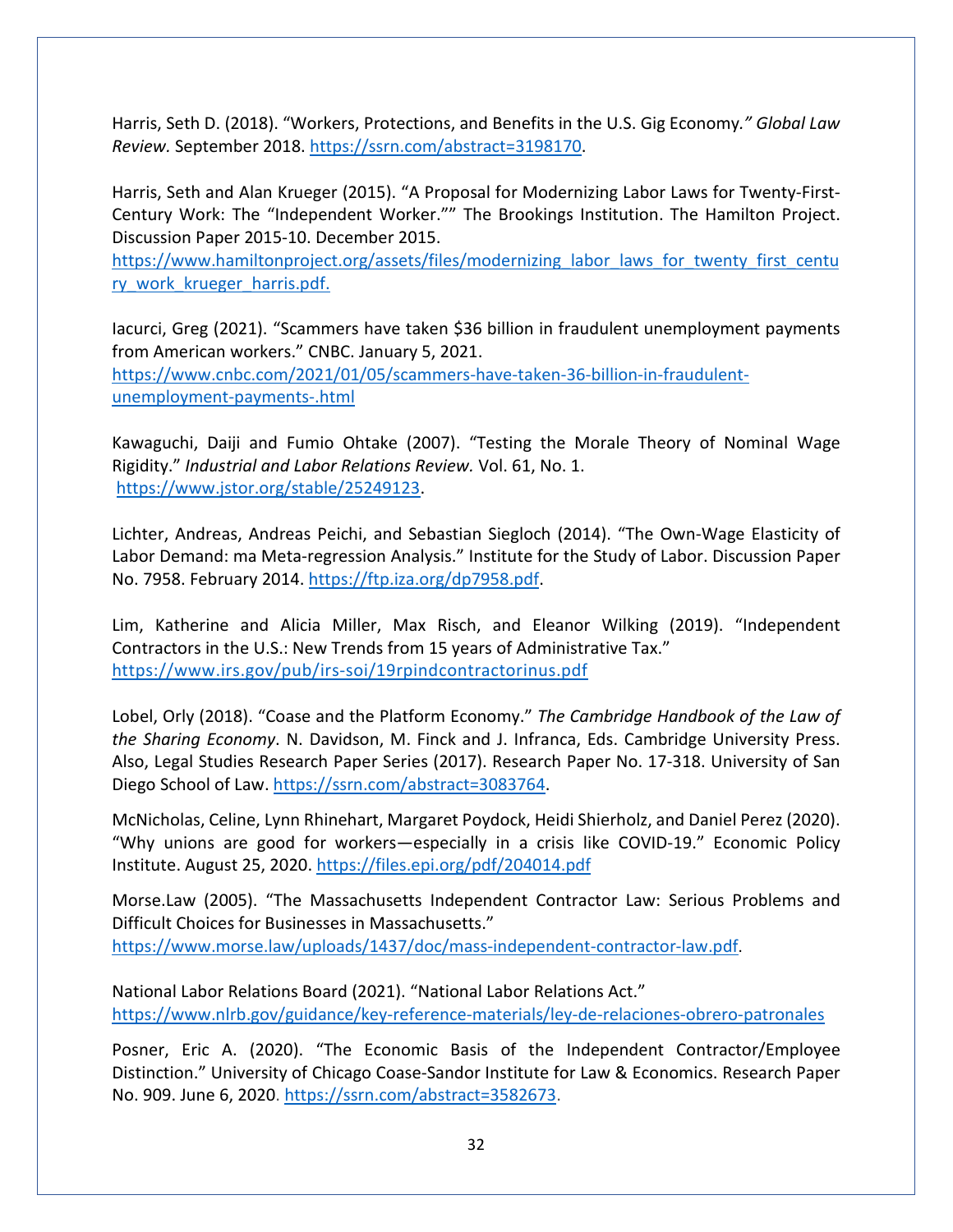Harris, Seth D. (2018). "Workers, Protections, and Benefits in the U.S. Gig Economy*." Global Law Review.* September 2018. https://ssrn.com/abstract=3198170.

Harris, Seth and Alan Krueger (2015). "A Proposal for Modernizing Labor Laws for Twenty-First-Century Work: The "Independent Worker."" The Brookings Institution. The Hamilton Project. Discussion Paper 2015-10. December 2015.
https://www.hamiltonproject.org/assets/files/modernizing_labor_laws_for_twenty_first_century_work_krueger_harris.pdf.

Iacurci, Greg (2021). "Scammers have taken $36 billion in fraudulent unemployment payments from American workers." CNBC. January 5, 2021.
https://www.cnbc.com/2021/01/05/scammers-have-taken-36-billion-in-fraudulent-unemployment-payments-.html

Kawaguchi, Daiji and Fumio Ohtake (2007). "Testing the Morale Theory of Nominal Wage Rigidity." *Industrial and Labor Relations Review.* Vol. 61, No. 1.
https://www.jstor.org/stable/25249123.

Lichter, Andreas, Andreas Peichi, and Sebastian Siegloch (2014). "The Own-Wage Elasticity of Labor Demand: ma Meta-regression Analysis." Institute for the Study of Labor. Discussion Paper No. 7958. February 2014. https://ftp.iza.org/dp7958.pdf.

Lim, Katherine and Alicia Miller, Max Risch, and Eleanor Wilking (2019). "Independent Contractors in the U.S.: New Trends from 15 years of Administrative Tax."
https://www.irs.gov/pub/irs-soi/19rpindcontractorinus.pdf

Lobel, Orly (2018). "Coase and the Platform Economy." *The Cambridge Handbook of the Law of the Sharing Economy*. N. Davidson, M. Finck and J. Infranca, Eds. Cambridge University Press. Also, Legal Studies Research Paper Series (2017). Research Paper No. 17-318. University of San Diego School of Law. https://ssrn.com/abstract=3083764.

McNicholas, Celine, Lynn Rhinehart, Margaret Poydock, Heidi Shierholz, and Daniel Perez (2020). "Why unions are good for workers—especially in a crisis like COVID-19." Economic Policy Institute. August 25, 2020. https://files.epi.org/pdf/204014.pdf

Morse.Law (2005). "The Massachusetts Independent Contractor Law: Serious Problems and Difficult Choices for Businesses in Massachusetts."
https://www.morse.law/uploads/1437/doc/mass-independent-contractor-law.pdf.

National Labor Relations Board (2021). "National Labor Relations Act."
https://www.nlrb.gov/guidance/key-reference-materials/ley-de-relaciones-obrero-patronales

Posner, Eric A. (2020). "The Economic Basis of the Independent Contractor/Employee Distinction." University of Chicago Coase-Sandor Institute for Law & Economics. Research Paper No. 909. June 6, 2020. https://ssrn.com/abstract=3582673.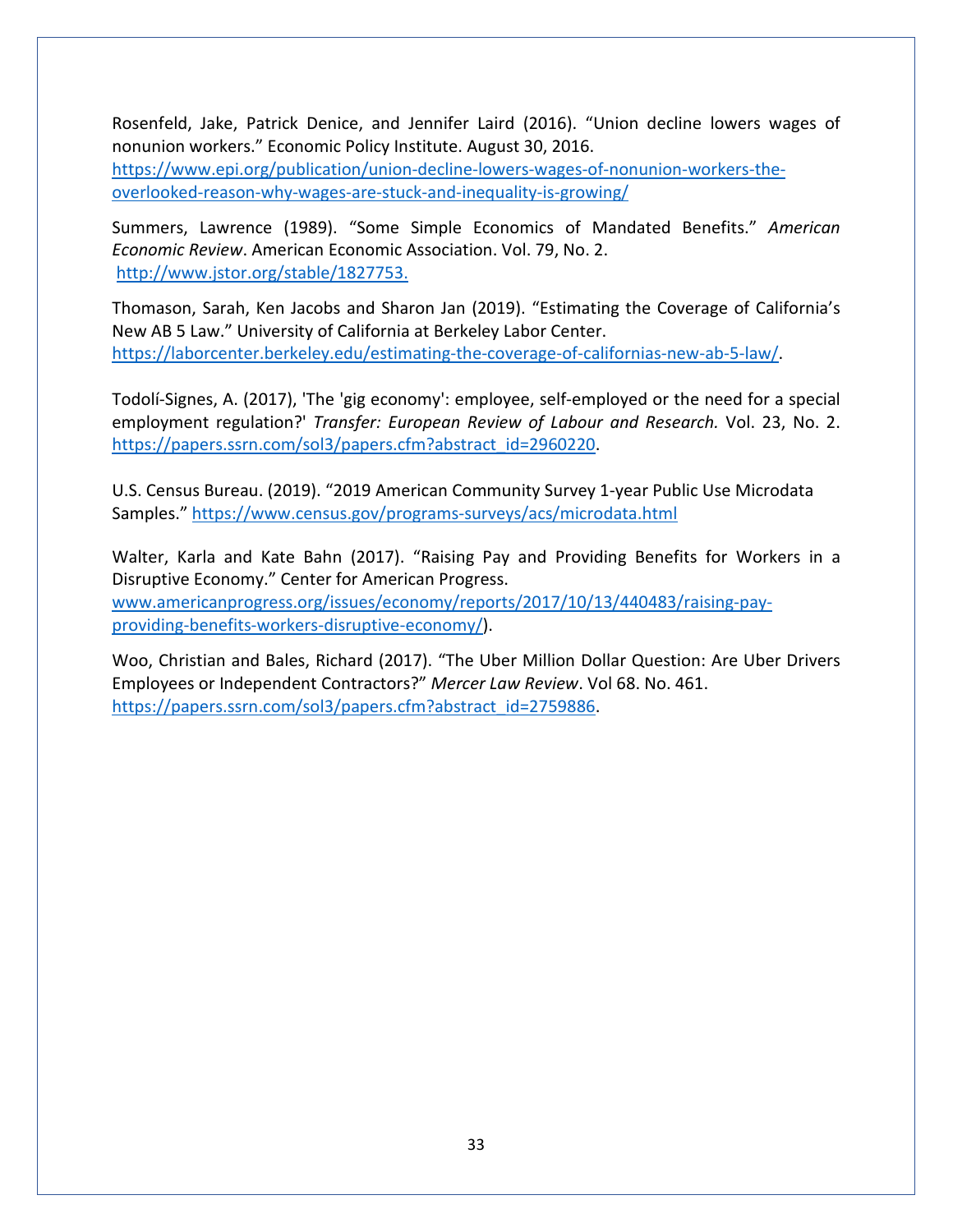Rosenfeld, Jake, Patrick Denice, and Jennifer Laird (2016). "Union decline lowers wages of nonunion workers." Economic Policy Institute. August 30, 2016. https://www.epi.org/publication/union-decline-lowers-wages-of-nonunion-workers-the-overlooked-reason-why-wages-are-stuck-and-inequality-is-growing/

Summers, Lawrence (1989). "Some Simple Economics of Mandated Benefits." *American Economic Review*. American Economic Association. Vol. 79, No. 2. http://www.jstor.org/stable/1827753.

Thomason, Sarah, Ken Jacobs and Sharon Jan (2019). "Estimating the Coverage of California's New AB 5 Law." University of California at Berkeley Labor Center. https://laborcenter.berkeley.edu/estimating-the-coverage-of-californias-new-ab-5-law/.

Todolí-Signes, A. (2017), 'The 'gig economy': employee, self-employed or the need for a special employment regulation?' *Transfer: European Review of Labour and Research.* Vol. 23, No. 2. https://papers.ssrn.com/sol3/papers.cfm?abstract_id=2960220.

U.S. Census Bureau. (2019). "2019 American Community Survey 1-year Public Use Microdata Samples." https://www.census.gov/programs-surveys/acs/microdata.html

Walter, Karla and Kate Bahn (2017). "Raising Pay and Providing Benefits for Workers in a Disruptive Economy." Center for American Progress. www.americanprogress.org/issues/economy/reports/2017/10/13/440483/raising-pay-providing-benefits-workers-disruptive-economy/).

Woo, Christian and Bales, Richard (2017). "The Uber Million Dollar Question: Are Uber Drivers Employees or Independent Contractors?" *Mercer Law Review*. Vol 68. No. 461. https://papers.ssrn.com/sol3/papers.cfm?abstract_id=2759886.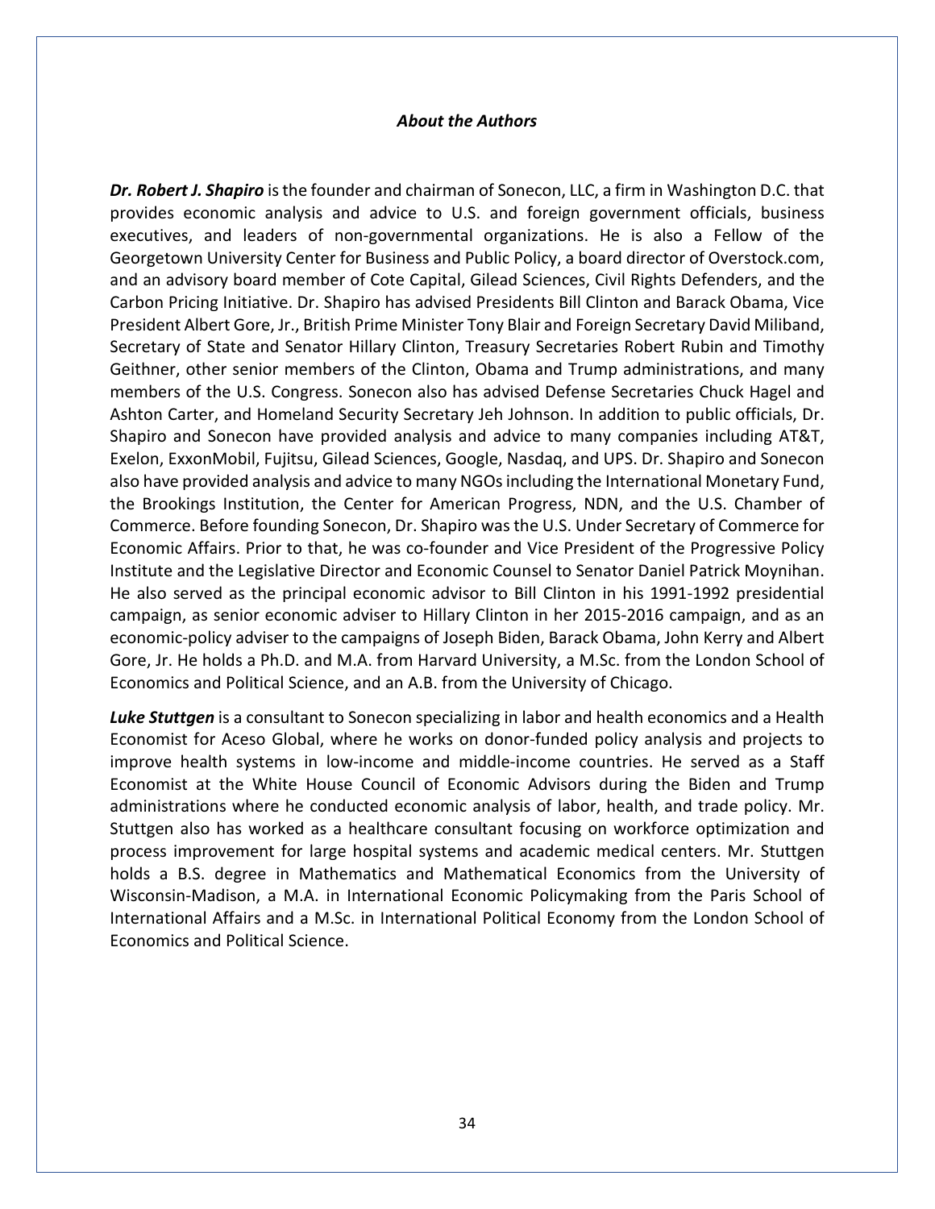### *About the Authors*

***Dr. Robert J. Shapiro*** is the founder and chairman of Sonecon, LLC, a firm in Washington D.C. that provides economic analysis and advice to U.S. and foreign government officials, business executives, and leaders of non-governmental organizations. He is also a Fellow of the Georgetown University Center for Business and Public Policy, a board director of Overstock.com, and an advisory board member of Cote Capital, Gilead Sciences, Civil Rights Defenders, and the Carbon Pricing Initiative. Dr. Shapiro has advised Presidents Bill Clinton and Barack Obama, Vice President Albert Gore, Jr., British Prime Minister Tony Blair and Foreign Secretary David Miliband, Secretary of State and Senator Hillary Clinton, Treasury Secretaries Robert Rubin and Timothy Geithner, other senior members of the Clinton, Obama and Trump administrations, and many members of the U.S. Congress. Sonecon also has advised Defense Secretaries Chuck Hagel and Ashton Carter, and Homeland Security Secretary Jeh Johnson. In addition to public officials, Dr. Shapiro and Sonecon have provided analysis and advice to many companies including AT&T, Exelon, ExxonMobil, Fujitsu, Gilead Sciences, Google, Nasdaq, and UPS. Dr. Shapiro and Sonecon also have provided analysis and advice to many NGOs including the International Monetary Fund, the Brookings Institution, the Center for American Progress, NDN, and the U.S. Chamber of Commerce. Before founding Sonecon, Dr. Shapiro was the U.S. Under Secretary of Commerce for Economic Affairs. Prior to that, he was co-founder and Vice President of the Progressive Policy Institute and the Legislative Director and Economic Counsel to Senator Daniel Patrick Moynihan. He also served as the principal economic advisor to Bill Clinton in his 1991-1992 presidential campaign, as senior economic adviser to Hillary Clinton in her 2015-2016 campaign, and as an economic-policy adviser to the campaigns of Joseph Biden, Barack Obama, John Kerry and Albert Gore, Jr. He holds a Ph.D. and M.A. from Harvard University, a M.Sc. from the London School of Economics and Political Science, and an A.B. from the University of Chicago.

***Luke Stuttgen*** is a consultant to Sonecon specializing in labor and health economics and a Health Economist for Aceso Global, where he works on donor-funded policy analysis and projects to improve health systems in low-income and middle-income countries. He served as a Staff Economist at the White House Council of Economic Advisors during the Biden and Trump administrations where he conducted economic analysis of labor, health, and trade policy. Mr. Stuttgen also has worked as a healthcare consultant focusing on workforce optimization and process improvement for large hospital systems and academic medical centers. Mr. Stuttgen holds a B.S. degree in Mathematics and Mathematical Economics from the University of Wisconsin-Madison, a M.A. in International Economic Policymaking from the Paris School of International Affairs and a M.Sc. in International Political Economy from the London School of Economics and Political Science.